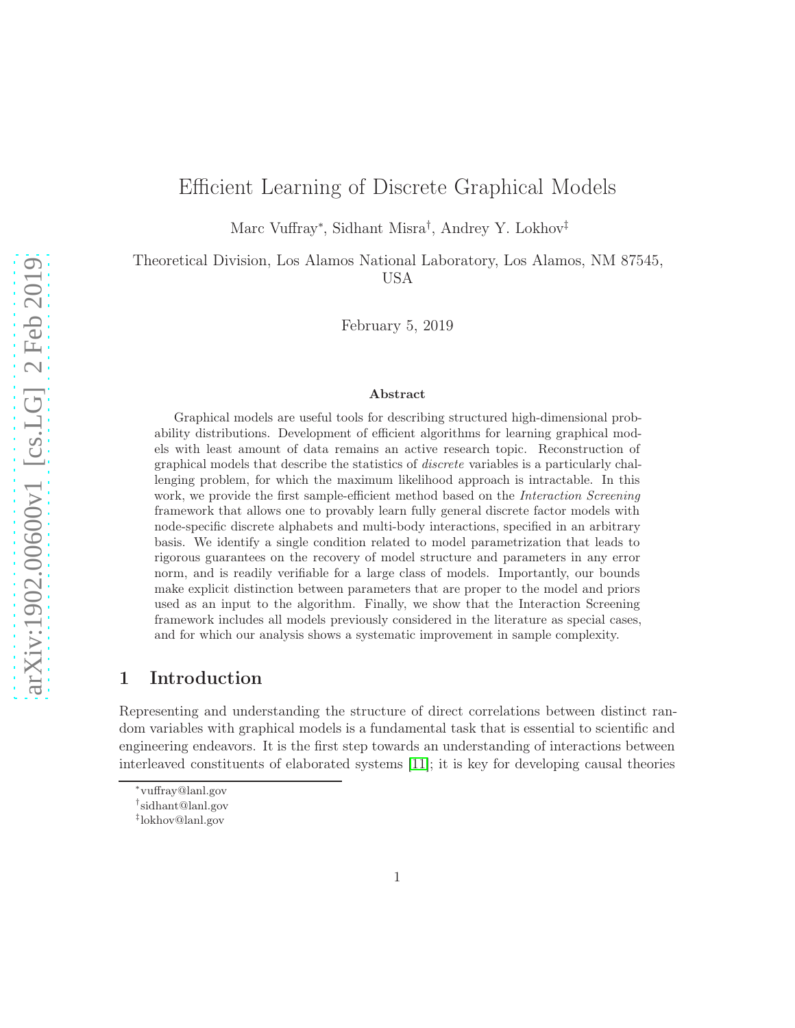# Efficient Learning of Discrete Graphical Models

Marc Vuffray*, Sidhant Misra†, Andrey Y. Lokhov‡

Theoretical Division, Los Alamos National Laboratory, Los Alamos, NM 87545, USA

February 5, 2019

### Abstract

Graphical models are useful tools for describing structured high-dimensional probability distributions. Development of efficient algorithms for learning graphical models with least amount of data remains an active research topic. Reconstruction of graphical models that describe the statistics of *discrete* variables is a particularly challenging problem, for which the maximum likelihood approach is intractable. In this work, we provide the first sample-efficient method based on the *Interaction Screening* framework that allows one to provably learn fully general discrete factor models with node-specific discrete alphabets and multi-body interactions, specified in an arbitrary basis. We identify a single condition related to model parametrization that leads to rigorous guarantees on the recovery of model structure and parameters in any error norm, and is readily verifiable for a large class of models. Importantly, our bounds make explicit distinction between parameters that are proper to the model and priors used as an input to the algorithm. Finally, we show that the Interaction Screening framework includes all models previously considered in the literature as special cases, and for which our analysis shows a systematic improvement in sample complexity.

## 1 Introduction

Representing and understanding the structure of direct correlations between distinct random variables with graphical models is a fundamental task that is essential to scientific and engineering endeavors. It is the first step towards an understanding of interactions between interleaved constituents of elaborated systems [11]; it is key for developing causal theories

*vuffray@lanl.gov

†sidhant@lanl.gov

‡lokhov@lanl.gov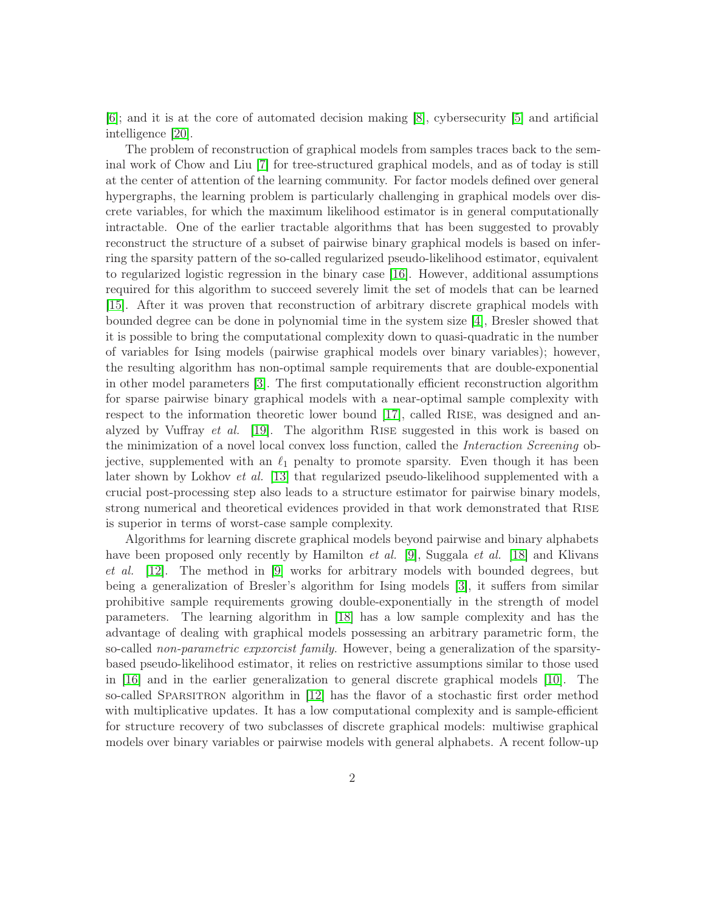[6]; and it is at the core of automated decision making [8], cybersecurity [5] and artificial intelligence [20].

The problem of reconstruction of graphical models from samples traces back to the seminal work of Chow and Liu [7] for tree-structured graphical models, and as of today is still at the center of attention of the learning community. For factor models defined over general hypergraphs, the learning problem is particularly challenging in graphical models over discrete variables, for which the maximum likelihood estimator is in general computationally intractable. One of the earlier tractable algorithms that has been suggested to provably reconstruct the structure of a subset of pairwise binary graphical models is based on inferring the sparsity pattern of the so-called regularized pseudo-likelihood estimator, equivalent to regularized logistic regression in the binary case [16]. However, additional assumptions required for this algorithm to succeed severely limit the set of models that can be learned [15]. After it was proven that reconstruction of arbitrary discrete graphical models with bounded degree can be done in polynomial time in the system size [4], Bresler showed that it is possible to bring the computational complexity down to quasi-quadratic in the number of variables for Ising models (pairwise graphical models over binary variables); however, the resulting algorithm has non-optimal sample requirements that are double-exponential in other model parameters [3]. The first computationally efficient reconstruction algorithm for sparse pairwise binary graphical models with a near-optimal sample complexity with respect to the information theoretic lower bound [17], called Rise, was designed and analyzed by Vuffray *et al.* [19]. The algorithm Rise suggested in this work is based on the minimization of a novel local convex loss function, called the *Interaction Screening* objective, supplemented with an $\ell_1$ penalty to promote sparsity. Even though it has been later shown by Lokhov *et al.* [13] that regularized pseudo-likelihood supplemented with a crucial post-processing step also leads to a structure estimator for pairwise binary models, strong numerical and theoretical evidences provided in that work demonstrated that Rise is superior in terms of worst-case sample complexity.

Algorithms for learning discrete graphical models beyond pairwise and binary alphabets have been proposed only recently by Hamilton *et al.* [9], Suggala *et al.* [18] and Klivans *et al.* [12]. The method in [9] works for arbitrary models with bounded degrees, but being a generalization of Bresler's algorithm for Ising models [3], it suffers from similar prohibitive sample requirements growing double-exponentially in the strength of model parameters. The learning algorithm in [18] has a low sample complexity and has the advantage of dealing with graphical models possessing an arbitrary parametric form, the so-called *non-parametric expxorcist family*. However, being a generalization of the sparsity-based pseudo-likelihood estimator, it relies on restrictive assumptions similar to those used in [16] and in the earlier generalization to general discrete graphical models [10]. The so-called Sparsitron algorithm in [12] has the flavor of a stochastic first order method with multiplicative updates. It has a low computational complexity and is sample-efficient for structure recovery of two subclasses of discrete graphical models: multiwise graphical models over binary variables or pairwise models with general alphabets. A recent follow-up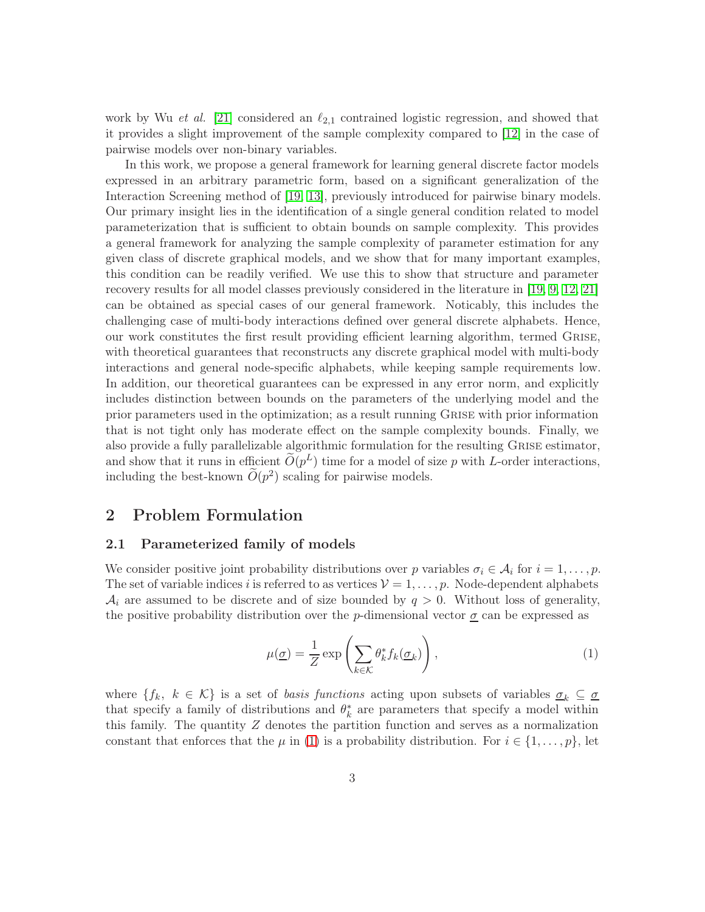work by Wu *et al.* [21] considered an $\ell_{2,1}$ contrained logistic regression, and showed that it provides a slight improvement of the sample complexity compared to [12] in the case of pairwise models over non-binary variables.

In this work, we propose a general framework for learning general discrete factor models expressed in an arbitrary parametric form, based on a significant generalization of the Interaction Screening method of [19, 13], previously introduced for pairwise binary models. Our primary insight lies in the identification of a single general condition related to model parameterization that is sufficient to obtain bounds on sample complexity. This provides a general framework for analyzing the sample complexity of parameter estimation for any given class of discrete graphical models, and we show that for many important examples, this condition can be readily verified. We use this to show that structure and parameter recovery results for all model classes previously considered in the literature in [19, 9, 12, 21] can be obtained as special cases of our general framework. Noticably, this includes the challenging case of multi-body interactions defined over general discrete alphabets. Hence, our work constitutes the first result providing efficient learning algorithm, termed GRISE, with theoretical guarantees that reconstructs any discrete graphical model with multi-body interactions and general node-specific alphabets, while keeping sample requirements low. In addition, our theoretical guarantees can be expressed in any error norm, and explicitly includes distinction between bounds on the parameters of the underlying model and the prior parameters used in the optimization; as a result running GRISE with prior information that is not tight only has moderate effect on the sample complexity bounds. Finally, we also provide a fully parallelizable algorithmic formulation for the resulting GRISE estimator, and show that it runs in efficient $\widetilde{O}(p^L)$ time for a model of size $p$ with $L$-order interactions, including the best-known $\widetilde{O}(p^2)$ scaling for pairwise models.

## 2 Problem Formulation

### 2.1 Parameterized family of models

We consider positive joint probability distributions over $p$ variables $\sigma_i \in \mathcal{A}_i$ for $i = 1, \ldots, p$. The set of variable indices $i$ is referred to as vertices $\mathcal{V} = 1, \ldots, p$. Node-dependent alphabets $\mathcal{A}_i$ are assumed to be discrete and of size bounded by $q > 0$. Without loss of generality, the positive probability distribution over the $p$-dimensional vector $\underline{\sigma}$ can be expressed as

$$\mu(\underline{\sigma}) = \frac{1}{Z} \exp\left( \sum_{k \in \mathcal{K}} \theta_k^* f_k(\underline{\sigma}_k) \right), \tag{1}$$

where $\{f_k,\ k \in \mathcal{K}\}$ is a set of *basis functions* acting upon subsets of variables $\underline{\sigma}_k \subseteq \underline{\sigma}$ that specify a family of distributions and $\theta_k^*$ are parameters that specify a model within this family. The quantity $Z$ denotes the partition function and serves as a normalization constant that enforces that the $\mu$ in (1) is a probability distribution. For $i \in \{1, \ldots, p\}$, let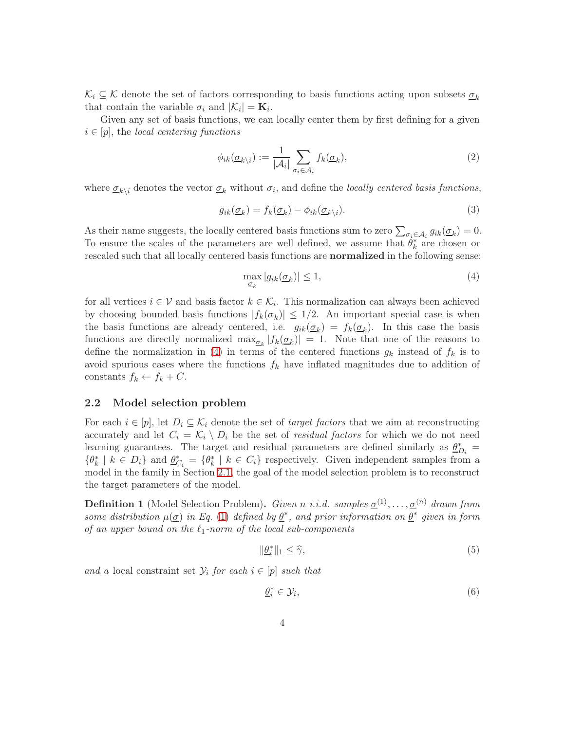$\mathcal{K}_i \subseteq \mathcal{K}$ denote the set of factors corresponding to basis functions acting upon subsets $\underline{\sigma}_k$ that contain the variable $\sigma_i$ and $|\mathcal{K}_i| = \mathbf{K}_i$.

Given any set of basis functions, we can locally center them by first defining for a given $i \in [p]$, the *local centering functions*

$$\phi_{ik}(\underline{\sigma}_{k\setminus i}) := \frac{1}{|\mathcal{A}_i|} \sum_{\sigma_i \in \mathcal{A}_i} f_k(\underline{\sigma}_k), \tag{2}$$

where $\underline{\sigma}_{k\setminus i}$ denotes the vector $\underline{\sigma}_k$ without $\sigma_i$, and define the *locally centered basis functions*,

$$g_{ik}(\underline{\sigma}_k) = f_k(\underline{\sigma}_k) - \phi_{ik}(\underline{\sigma}_{k\setminus i}). \tag{3}$$

As their name suggests, the locally centered basis functions sum to zero $\sum_{\sigma_i \in \mathcal{A}_i} g_{ik}(\underline{\sigma}_k) = 0$. To ensure the scales of the parameters are well defined, we assume that $\theta^*_k$ are chosen or rescaled such that all locally centered basis functions are **normalized** in the following sense:

$$\max_{\underline{\sigma}_k} |g_{ik}(\underline{\sigma}_k)| \leq 1, \tag{4}$$

for all vertices $i \in \mathcal{V}$ and basis factor $k \in \mathcal{K}_i$. This normalization can always been achieved by choosing bounded basis functions $|f_k(\underline{\sigma}_k)| \leq 1/2$. An important special case is when the basis functions are already centered, i.e. $g_{ik}(\underline{\sigma}_k) = f_k(\underline{\sigma}_k)$. In this case the basis functions are directly normalized $\max_{\underline{\sigma}_k} |f_k(\underline{\sigma}_k)| = 1$. Note that one of the reasons to define the normalization in (4) in terms of the centered functions $g_k$ instead of $f_k$ is to avoid spurious cases where the functions $f_k$ have inflated magnitudes due to addition of constants $f_k \leftarrow f_k + C$.

## 2.2 Model selection problem

For each $i \in [p]$, let $D_i \subseteq \mathcal{K}_i$ denote the set of *target factors* that we aim at reconstructing accurately and let $C_i = \mathcal{K}_i \setminus D_i$ be the set of *residual factors* for which we do not need learning guarantees. The target and residual parameters are defined similarly as $\underline{\theta}^*_{D_i} = \{\theta^*_k \mid k \in D_i\}$ and $\underline{\theta}^*_{C_i} = \{\theta^*_k \mid k \in C_i\}$ respectively. Given independent samples from a model in the family in Section 2.1, the goal of the model selection problem is to reconstruct the target parameters of the model.

**Definition 1** (Model Selection Problem)**.** *Given $n$ i.i.d. samples $\underline{\sigma}^{(1)}, \ldots, \underline{\sigma}^{(n)}$ drawn from some distribution $\mu(\underline{\sigma})$ in Eq. (1) defined by $\underline{\theta}^*$, and prior information on $\underline{\theta}^*$ given in form of an upper bound on the $\ell_1$-norm of the local sub-components*

$$\|\underline{\theta}^*_i\|_1 \leq \widehat{\gamma}, \tag{5}$$

*and a* local constraint set *$\mathcal{Y}_i$ for each $i \in [p]$ such that*

$$\underline{\theta}^*_i \in \mathcal{Y}_i, \tag{6}$$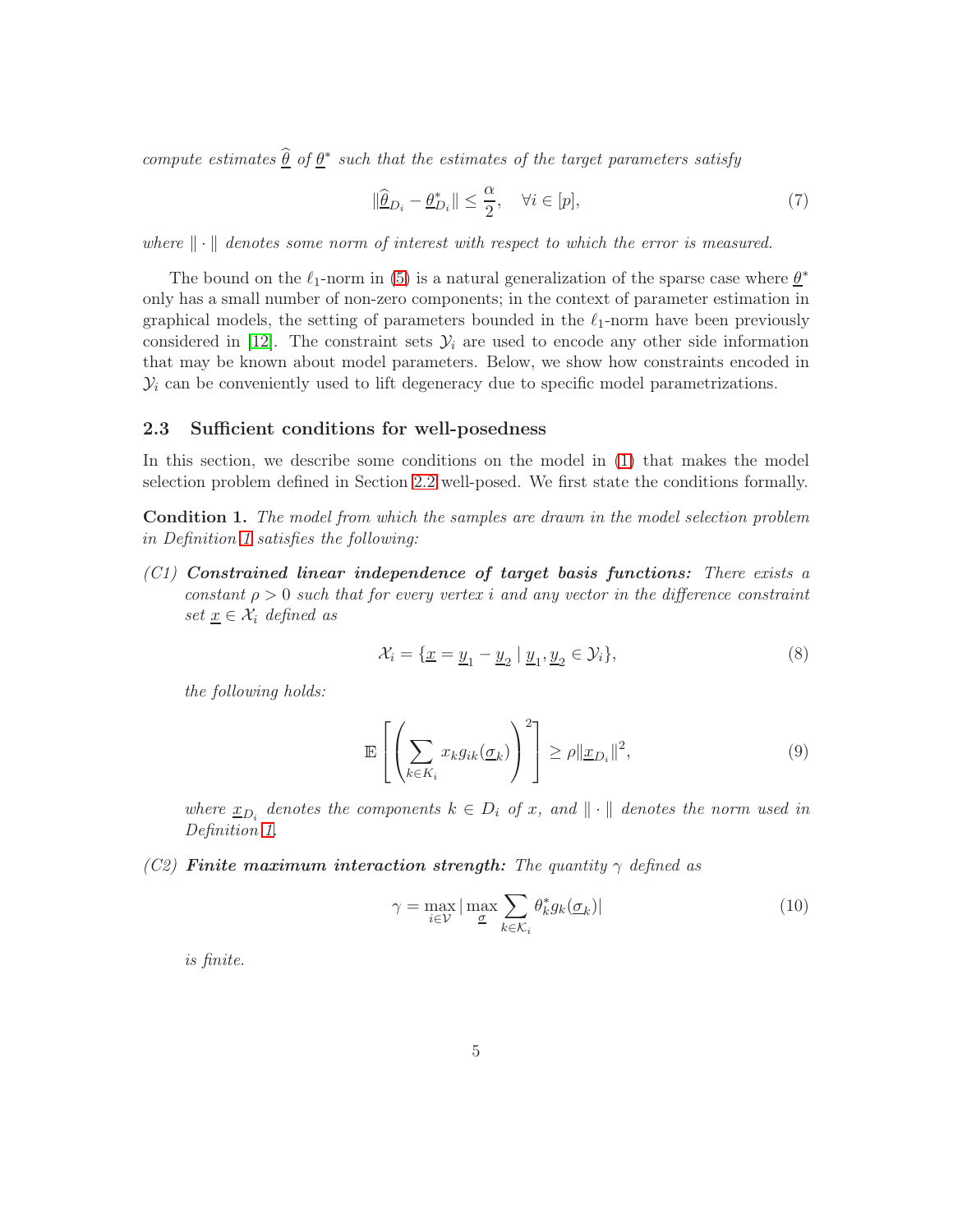*compute estimates $\widehat{\underline{\theta}}$ of $\underline{\theta}^*$ such that the estimates of the target parameters satisfy*

$$\|\widehat{\underline{\theta}}_{D_i} - \underline{\theta}^*_{D_i}\| \leq \frac{\alpha}{2}, \quad \forall i \in [p], \tag{7}$$

*where $\|\cdot\|$ denotes some norm of interest with respect to which the error is measured.*

The bound on the $\ell_1$-norm in (5) is a natural generalization of the sparse case where $\underline{\theta}^*$ only has a small number of non-zero components; in the context of parameter estimation in graphical models, the setting of parameters bounded in the $\ell_1$-norm have been previously considered in [12]. The constraint sets $\mathcal{Y}_i$ are used to encode any other side information that may be known about model parameters. Below, we show how constraints encoded in $\mathcal{Y}_i$ can be conveniently used to lift degeneracy due to specific model parametrizations.

### 2.3 Sufficient conditions for well-posedness

In this section, we describe some conditions on the model in (1) that makes the model selection problem defined in Section 2.2 well-posed. We first state the conditions formally.

**Condition 1.** *The model from which the samples are drawn in the model selection problem in Definition 1 satisfies the following:*

*(C1)* ***Constrained linear independence of target basis functions:*** *There exists a constant $\rho > 0$ such that for every vertex $i$ and any vector in the difference constraint set $\underline{x} \in \mathcal{X}_i$ defined as*

$$\mathcal{X}_i = \{\underline{x} = \underline{y}_1 - \underline{y}_2 \mid \underline{y}_1, \underline{y}_2 \in \mathcal{Y}_i\}, \tag{8}$$

*the following holds:*

$$\mathbb{E}\left[\left(\sum_{k \in K_i} x_k g_{ik}(\underline{\sigma}_k)\right)^2\right] \geq \rho \|\underline{x}_{D_i}\|^2, \tag{9}$$

*where $\underline{x}_{D_i}$ denotes the components $k \in D_i$ of $x$, and $\|\cdot\|$ denotes the norm used in Definition 1.*

*(C2)* ***Finite maximum interaction strength:*** *The quantity $\gamma$ defined as*

$$\gamma = \max_{i \in \mathcal{V}} |\max_{\underline{\sigma}} \sum_{k \in \mathcal{K}_i} \theta^*_k g_k(\underline{\sigma}_k)| \tag{10}$$

*is finite.*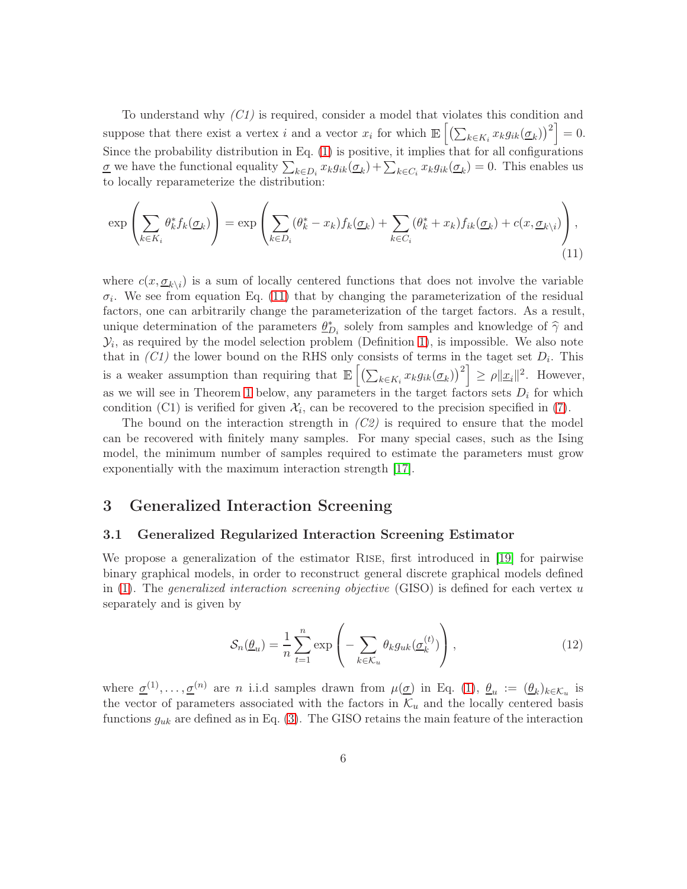To understand why *(C1)* is required, consider a model that violates this condition and suppose that there exist a vertex $i$ and a vector $x_i$ for which $\mathbb{E}\left[\left(\sum_{k\in K_i} x_k g_{ik}(\underline{\sigma}_k)\right)^2\right] = 0$. Since the probability distribution in Eq. (1) is positive, it implies that for all configurations $\underline{\sigma}$ we have the functional equality $\sum_{k\in D_i} x_k g_{ik}(\underline{\sigma}_k) + \sum_{k\in C_i} x_k g_{ik}(\underline{\sigma}_k) = 0$. This enables us to locally reparameterize the distribution:

$$
\exp\left(\sum_{k\in K_i} \theta^*_k f_k(\underline{\sigma}_k)\right) = \exp\left(\sum_{k\in D_i} (\theta^*_k - x_k) f_k(\underline{\sigma}_k) + \sum_{k\in C_i} (\theta^*_k + x_k) f_{ik}(\underline{\sigma}_k) + c(x, \underline{\sigma}_{k\setminus i})\right), \tag{11}
$$

where $c(x, \underline{\sigma}_{k\setminus i})$ is a sum of locally centered functions that does not involve the variable $\sigma_i$. We see from equation Eq. (11) that by changing the parameterization of the residual factors, one can arbitrarily change the parameterization of the target factors. As a result, unique determination of the parameters $\underline{\theta}^*_{D_i}$ solely from samples and knowledge of $\widehat{\gamma}$ and $\mathcal{Y}_i$, as required by the model selection problem (Definition 1), is impossible. We also note that in *(C1)* the lower bound on the RHS only consists of terms in the taget set $D_i$. This is a weaker assumption than requiring that $\mathbb{E}\left[\left(\sum_{k\in K_i} x_k g_{ik}(\underline{\sigma}_k)\right)^2\right] \geq \rho \|\underline{x}_i\|^2$. However, as we will see in Theorem 1 below, any parameters in the target factors sets $D_i$ for which condition (C1) is verified for given $\mathcal{X}_i$, can be recovered to the precision specified in (7).

The bound on the interaction strength in *(C2)* is required to ensure that the model can be recovered with finitely many samples. For many special cases, such as the Ising model, the minimum number of samples required to estimate the parameters must grow exponentially with the maximum interaction strength [17].

# 3 Generalized Interaction Screening

## 3.1 Generalized Regularized Interaction Screening Estimator

We propose a generalization of the estimator Rise, first introduced in [19] for pairwise binary graphical models, in order to reconstruct general discrete graphical models defined in (1). The *generalized interaction screening objective* (GISO) is defined for each vertex $u$ separately and is given by

$$
\mathcal{S}_n(\underline{\theta}_u) = \frac{1}{n}\sum_{t=1}^{n} \exp\left(-\sum_{k\in\mathcal{K}_u} \theta_k g_{uk}(\underline{\sigma}^{(t)}_k)\right), \tag{12}
$$

where $\underline{\sigma}^{(1)}, \ldots, \underline{\sigma}^{(n)}$ are $n$ i.i.d samples drawn from $\mu(\underline{\sigma})$ in Eq. (1), $\underline{\theta}_u := (\underline{\theta}_k)_{k\in\mathcal{K}_u}$ is the vector of parameters associated with the factors in $\mathcal{K}_u$ and the locally centered basis functions $g_{uk}$ are defined as in Eq. (3). The GISO retains the main feature of the interaction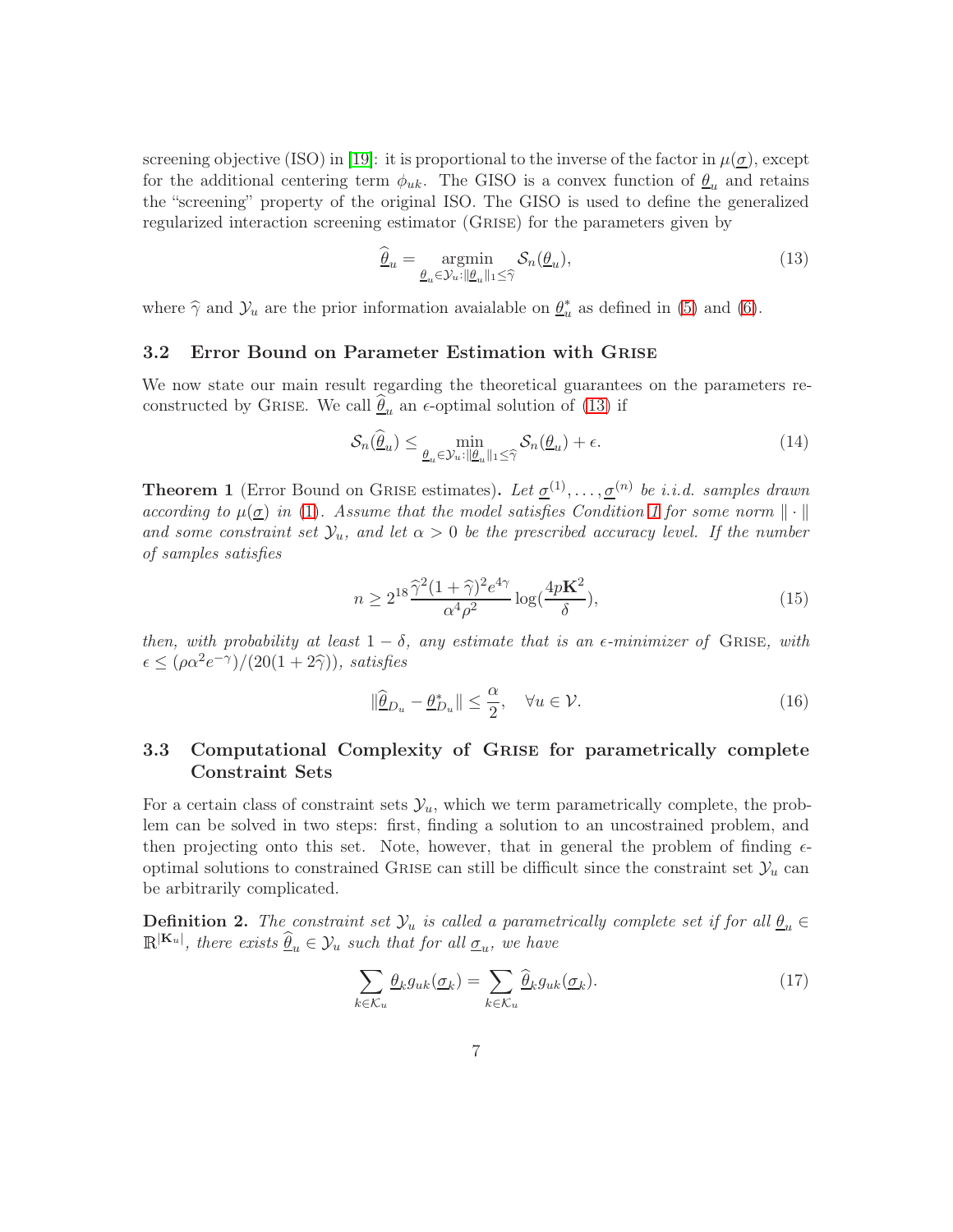screening objective (ISO) in [19]: it is proportional to the inverse of the factor in $\mu(\underline{\sigma})$, except for the additional centering term $\phi_{uk}$. The GISO is a convex function of $\underline{\theta}_u$ and retains the "screening" property of the original ISO. The GISO is used to define the generalized regularized interaction screening estimator (GRISE) for the parameters given by

$$\widehat{\underline{\theta}}_u = \underset{\underline{\theta}_u \in \mathcal{Y}_u : \|\underline{\theta}_u\|_1 \leq \widehat{\gamma}}{\operatorname{argmin}} \mathcal{S}_n(\underline{\theta}_u), \tag{13}$$

where $\widehat{\gamma}$ and $\mathcal{Y}_u$ are the prior information avaialable on $\underline{\theta}_u^*$ as defined in (5) and (6).

### 3.2 Error Bound on Parameter Estimation with GRISE

We now state our main result regarding the theoretical guarantees on the parameters reconstructed by GRISE. We call $\widehat{\underline{\theta}}_u$ an $\epsilon$-optimal solution of (13) if

$$\mathcal{S}_n(\widehat{\underline{\theta}}_u) \leq \min_{\underline{\theta}_u \in \mathcal{Y}_u : \|\underline{\theta}_u\|_1 \leq \widehat{\gamma}} \mathcal{S}_n(\underline{\theta}_u) + \epsilon. \tag{14}$$

**Theorem 1** (Error Bound on GRISE estimates)**.** *Let $\underline{\sigma}^{(1)}, \ldots, \underline{\sigma}^{(n)}$ be i.i.d. samples drawn according to $\mu(\underline{\sigma})$ in (1). Assume that the model satisfies Condition 1 for some norm $\|\cdot\|$ and some constraint set $\mathcal{Y}_u$, and let $\alpha > 0$ be the prescribed accuracy level. If the number of samples satisfies*

$$n \geq 2^{18} \frac{\widehat{\gamma}^2(1+\widehat{\gamma})^2 e^{4\gamma}}{\alpha^4 \rho^2} \log(\frac{4p\mathbf{K}^2}{\delta}), \tag{15}$$

*then, with probability at least $1-\delta$, any estimate that is an $\epsilon$-minimizer of* GRISE*, with $\epsilon \leq (\rho\alpha^2 e^{-\gamma})/(20(1+2\widehat{\gamma}))$, satisfies*

$$\|\widehat{\underline{\theta}}_{D_u} - \underline{\theta}^*_{D_u}\| \leq \frac{\alpha}{2}, \quad \forall u \in \mathcal{V}. \tag{16}$$

### 3.3 Computational Complexity of GRISE for parametrically complete Constraint Sets

For a certain class of constraint sets $\mathcal{Y}_u$, which we term parametrically complete, the problem can be solved in two steps: first, finding a solution to an uncostrained problem, and then projecting onto this set. Note, however, that in general the problem of finding $\epsilon$-optimal solutions to constrained GRISE can still be difficult since the constraint set $\mathcal{Y}_u$ can be arbitrarily complicated.

**Definition 2.** *The constraint set $\mathcal{Y}_u$ is called a parametrically complete set if for all $\underline{\theta}_u \in \mathbb{R}^{|\mathbf{K}_u|}$, there exists $\widehat{\underline{\theta}}_u \in \mathcal{Y}_u$ such that for all $\underline{\sigma}_u$, we have*

$$\sum_{k \in \mathcal{K}_u} \underline{\theta}_k g_{uk}(\underline{\sigma}_k) = \sum_{k \in \mathcal{K}_u} \widehat{\underline{\theta}}_k g_{uk}(\underline{\sigma}_k). \tag{17}$$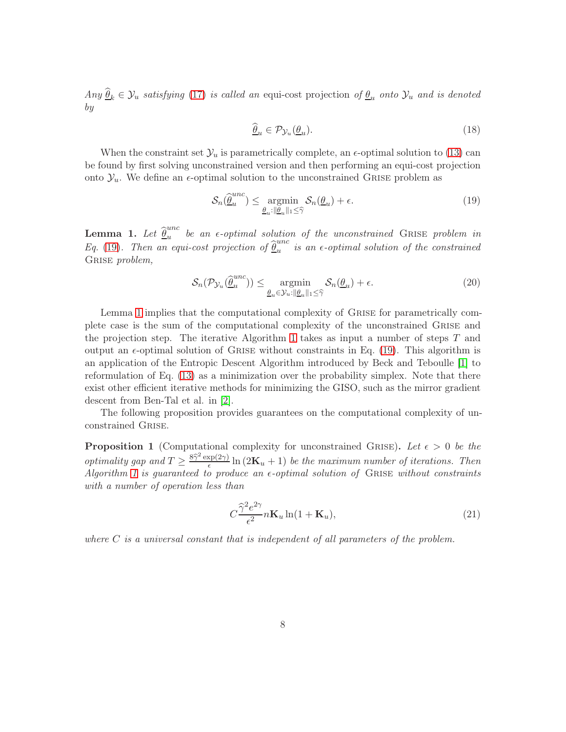*Any $\widehat{\underline{\theta}}_k \in \mathcal{Y}_u$ satisfying (17) is called an* equi-cost projection *of $\underline{\theta}_u$ onto $\mathcal{Y}_u$ and is denoted by*

$$\widehat{\underline{\theta}}_u \in \mathcal{P}_{\mathcal{Y}_u}(\underline{\theta}_u). \tag{18}$$

When the constraint set $\mathcal{Y}_u$ is parametrically complete, an $\epsilon$-optimal solution to (13) can be found by first solving unconstrained version and then performing an equi-cost projection onto $\mathcal{Y}_u$. We define an $\epsilon$-optimal solution to the unconstrained Grise problem as

$$\mathcal{S}_n(\widehat{\underline{\theta}}_u^{unc}) \leq \underset{\underline{\theta}_u : \|\underline{\theta}_u\|_1 \leq \widehat{\gamma}}{\operatorname{argmin}} \ \mathcal{S}_n(\underline{\theta}_u) + \epsilon. \tag{19}$$

**Lemma 1.** *Let $\widehat{\underline{\theta}}_u^{unc}$ be an $\epsilon$-optimal solution of the unconstrained* Grise *problem in Eq. (19). Then an equi-cost projection of $\widehat{\underline{\theta}}_u^{unc}$ is an $\epsilon$-optimal solution of the constrained* Grise *problem,*

$$\mathcal{S}_n(\mathcal{P}_{\mathcal{Y}_u}(\widehat{\underline{\theta}}_u^{unc})) \leq \underset{\underline{\theta}_u \in \mathcal{Y}_u : \|\underline{\theta}_u\|_1 \leq \widehat{\gamma}}{\operatorname{argmin}} \ \mathcal{S}_n(\underline{\theta}_u) + \epsilon. \tag{20}$$

Lemma 1 implies that the computational complexity of Grise for parametrically complete case is the sum of the computational complexity of the unconstrained Grise and the projection step. The iterative Algorithm 1 takes as input a number of steps $T$ and output an $\epsilon$-optimal solution of Grise without constraints in Eq. (19). This algorithm is an application of the Entropic Descent Algorithm introduced by Beck and Teboulle [1] to reformulation of Eq. (13) as a minimization over the probability simplex. Note that there exist other efficient iterative methods for minimizing the GISO, such as the mirror gradient descent from Ben-Tal et al. in [2].

The following proposition provides guarantees on the computational complexity of unconstrained Grise.

**Proposition 1** (Computational complexity for unconstrained Grise)**.** *Let $\epsilon > 0$ be the optimality gap and $T \geq \frac{8\widehat{\gamma}^2 \exp(2\gamma)}{\epsilon} \ln(2\mathbf{K}_u + 1)$ be the maximum number of iterations. Then Algorithm 1 is guaranteed to produce an $\epsilon$-optimal solution of* Grise *without constraints with a number of operation less than*

$$C \frac{\widehat{\gamma}^2 e^{2\gamma}}{\epsilon^2} n \mathbf{K}_u \ln(1 + \mathbf{K}_u), \tag{21}$$

*where $C$ is a universal constant that is independent of all parameters of the problem.*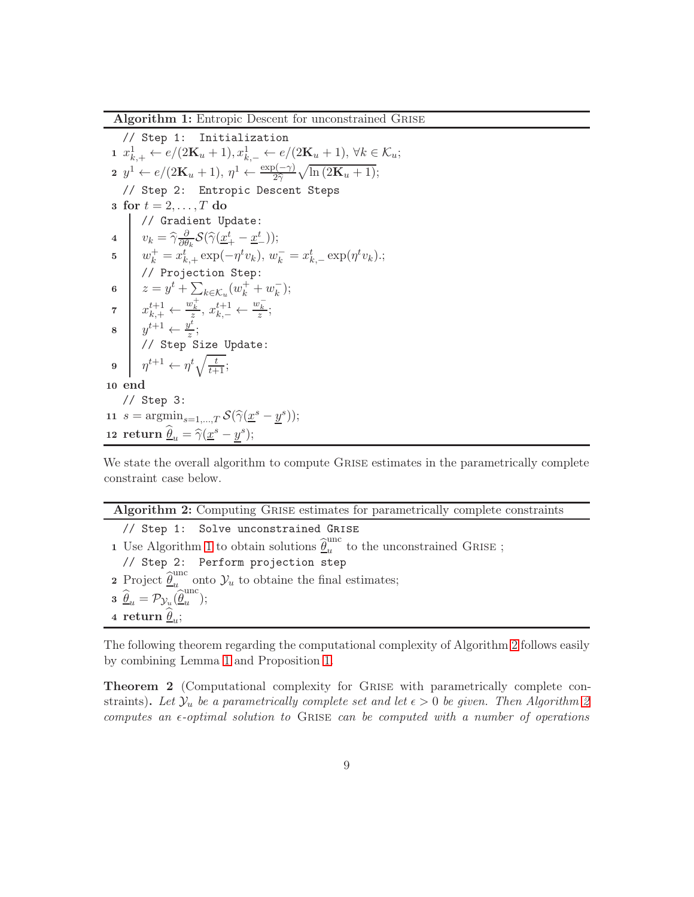**Algorithm 1:** Entropic Descent for unconstrained GRISE

```
// Step 1: Initialization
```
1 $x^1_{k,+} \leftarrow e/(2\mathbf{K}_u + 1), x^1_{k,-} \leftarrow e/(2\mathbf{K}_u + 1), \forall k \in \mathcal{K}_u$;

2 $y^1 \leftarrow e/(2\mathbf{K}_u + 1)$, $\eta^1 \leftarrow \frac{\exp(-\gamma)}{2\widehat{\gamma}} \sqrt{\ln(2\mathbf{K}_u + 1)}$;

```
// Step 2: Entropic Descent Steps
```
3 **for** $t = 2, \ldots, T$ **do**

```
    // Gradient Update:
```
4 $\quad v_k = \widehat{\gamma} \frac{\partial}{\partial \theta_k} \mathcal{S}(\widehat{\gamma}(\underline{x}^t_+ - \underline{x}^t_-))$;

5 $\quad w^+_k = x^t_{k,+} \exp(-\eta^t v_k)$, $w^-_k = x^t_{k,-} \exp(\eta^t v_k)$.;

```
    // Projection Step:
```
6 $\quad z = y^t + \sum_{k \in \mathcal{K}_u} (w^+_k + w^-_k)$;

7 $\quad x^{t+1}_{k,+} \leftarrow \frac{w^+_k}{z}$, $x^{t+1}_{k,-} \leftarrow \frac{w^-_k}{z}$;

8 $\quad y^{t+1} \leftarrow \frac{y^t}{z}$;

```
    // Step Size Update:
```
9 $\quad \eta^{t+1} \leftarrow \eta^t \sqrt{\frac{t}{t+1}}$;

10 **end**

```
// Step 3:
```
11 $s = \operatorname{argmin}_{s=1,\ldots,T} \mathcal{S}(\widehat{\gamma}(\underline{x}^s - \underline{y}^s))$;

12 **return** $\widehat{\underline{\theta}}_u = \widehat{\gamma}(\underline{x}^s - \underline{y}^s)$;

We state the overall algorithm to compute GRISE estimates in the parametrically complete constraint case below.

**Algorithm 2:** Computing GRISE estimates for parametrically complete constraints

```
// Step 1: Solve unconstrained GRISE
```
1 Use Algorithm 1 to obtain solutions $\widehat{\underline{\theta}}^{\text{unc}}_u$ to the unconstrained GRISE ;

```
// Step 2: Perform projection step
```
2 Project $\widehat{\underline{\theta}}^{\text{unc}}_u$ onto $\mathcal{Y}_u$ to obtaine the final estimates;

3 $\widehat{\underline{\theta}}_u = \mathcal{P}_{\mathcal{Y}_u}(\widehat{\underline{\theta}}^{\text{unc}}_u)$;

4 **return** $\widehat{\underline{\theta}}_u$;

The following theorem regarding the computational complexity of Algorithm 2 follows easily by combining Lemma 1 and Proposition 1.

**Theorem 2** (Computational complexity for GRISE with parametrically complete constraints)**.** *Let $\mathcal{Y}_u$ be a parametrically complete set and let $\epsilon > 0$ be given. Then Algorithm 2 computes an $\epsilon$-optimal solution to* GRISE *can be computed with a number of operations*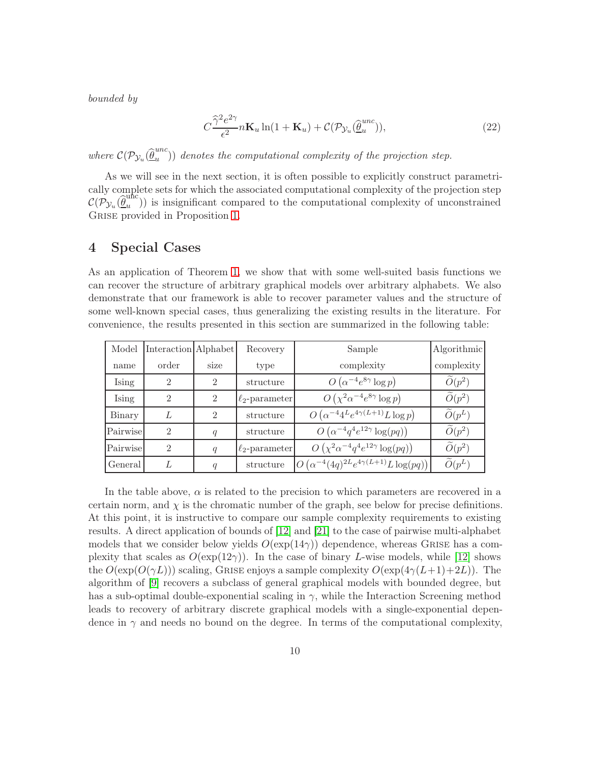*bounded by*

$$C\frac{\widehat{\gamma}^2 e^{2\gamma}}{\epsilon^2} n\mathbf{K}_u \ln(1+\mathbf{K}_u) + \mathcal{C}(\mathcal{P}_{\mathcal{Y}_u}(\widehat{\underline{\theta}}_u^{unc})), \tag{22}$$

*where $\mathcal{C}(\mathcal{P}_{\mathcal{Y}_u}(\widehat{\underline{\theta}}_u^{unc}))$ denotes the computational complexity of the projection step.*

As we will see in the next section, it is often possible to explicitly construct parametrically complete sets for which the associated computational complexity of the projection step $\mathcal{C}(\mathcal{P}_{\mathcal{Y}_u}(\widehat{\underline{\theta}}_u^{\text{unc}}))$ is insignificant compared to the computational complexity of unconstrained Grise provided in Proposition 1.

# 4 Special Cases

As an application of Theorem 1, we show that with some well-suited basis functions we can recover the structure of arbitrary graphical models over arbitrary alphabets. We also demonstrate that our framework is able to recover parameter values and the structure of some well-known special cases, thus generalizing the existing results in the literature. For convenience, the results presented in this section are summarized in the following table:

| Model name | Interaction order | Alphabet size | Recovery type | Sample complexity | Algorithmic complexity |
|---|---|---|---|---|---|
| Ising | 2 | 2 | structure | $O\left(\alpha^{-4}e^{8\gamma}\log p\right)$ | $\widetilde{O}(p^2)$ |
| Ising | 2 | 2 | $\ell_2$-parameter | $O\left(\chi^2\alpha^{-4}e^{8\gamma}\log p\right)$ | $\widetilde{O}(p^2)$ |
| Binary | $L$ | 2 | structure | $O\left(\alpha^{-4}4^L e^{4\gamma(L+1)}L\log p\right)$ | $\widetilde{O}(p^L)$ |
| Pairwise | 2 | $q$ | structure | $O\left(\alpha^{-4}q^4e^{12\gamma}\log(pq)\right)$ | $\widetilde{O}(p^2)$ |
| Pairwise | 2 | $q$ | $\ell_2$-parameter | $O\left(\chi^2\alpha^{-4}q^4e^{12\gamma}\log(pq)\right)$ | $\widetilde{O}(p^2)$ |
| General | $L$ | $q$ | structure | $O\left(\alpha^{-4}(4q)^{2L}e^{4\gamma(L+1)}L\log(pq)\right)$ | $\widetilde{O}(p^L)$ |

In the table above, $\alpha$ is related to the precision to which parameters are recovered in a certain norm, and $\chi$ is the chromatic number of the graph, see below for precise definitions. At this point, it is instructive to compare our sample complexity requirements to existing results. A direct application of bounds of [12] and [21] to the case of pairwise multi-alphabet models that we consider below yields $O(\exp(14\gamma))$ dependence, whereas Grise has a complexity that scales as $O(\exp(12\gamma))$. In the case of binary $L$-wise models, while [12] shows the $O(\exp(O(\gamma L)))$ scaling, Grise enjoys a sample complexity $O(\exp(4\gamma(L+1)+2L))$. The algorithm of [9] recovers a subclass of general graphical models with bounded degree, but has a sub-optimal double-exponential scaling in $\gamma$, while the Interaction Screening method leads to recovery of arbitrary discrete graphical models with a single-exponential dependence in $\gamma$ and needs no bound on the degree. In terms of the computational complexity,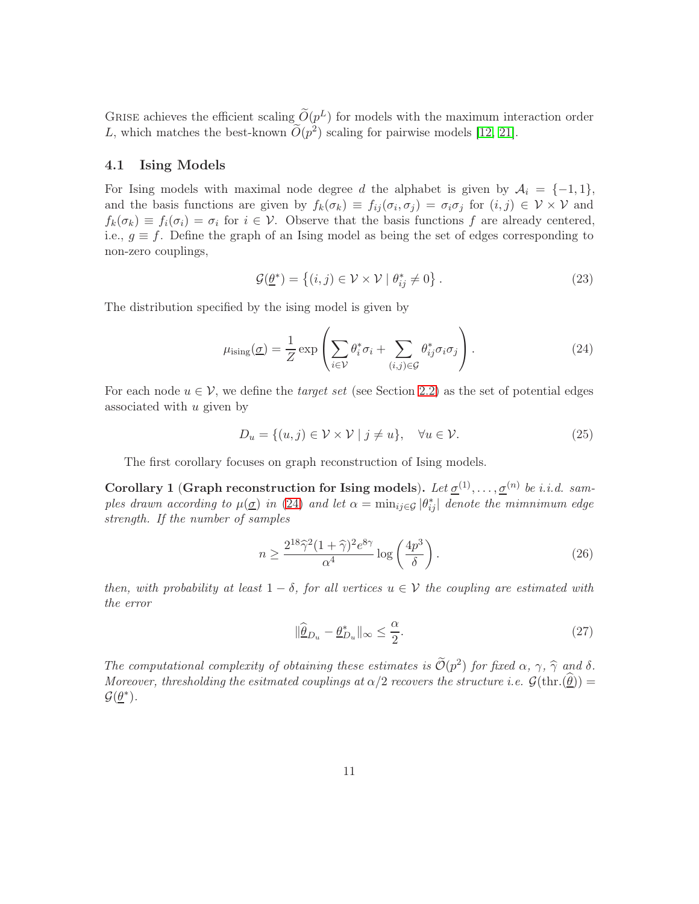GRISE achieves the efficient scaling $\widetilde{O}(p^L)$ for models with the maximum interaction order $L$, which matches the best-known $\widetilde{O}(p^2)$ scaling for pairwise models [12, 21].

### 4.1 Ising Models

For Ising models with maximal node degree $d$ the alphabet is given by $\mathcal{A}_i = \{-1, 1\}$, and the basis functions are given by $f_k(\sigma_k) \equiv f_{ij}(\sigma_i, \sigma_j) = \sigma_i \sigma_j$ for $(i,j) \in \mathcal{V} \times \mathcal{V}$ and $f_k(\sigma_k) \equiv f_i(\sigma_i) = \sigma_i$ for $i \in \mathcal{V}$. Observe that the basis functions $f$ are already centered, i.e., $g \equiv f$. Define the graph of an Ising model as being the set of edges corresponding to non-zero couplings,

$$\mathcal{G}(\underline{\theta}^*) = \left\{(i,j) \in \mathcal{V} \times \mathcal{V} \mid \theta^*_{ij} \neq 0\right\}. \tag{23}$$

The distribution specified by the ising model is given by

$$\mu_{\text{ising}}(\underline{\sigma}) = \frac{1}{Z} \exp\left(\sum_{i \in \mathcal{V}} \theta^*_i \sigma_i + \sum_{(i,j) \in \mathcal{G}} \theta^*_{ij} \sigma_i \sigma_j\right). \tag{24}$$

For each node $u \in \mathcal{V}$, we define the *target set* (see Section 2.2) as the set of potential edges associated with $u$ given by

$$D_u = \{(u,j) \in \mathcal{V} \times \mathcal{V} \mid j \neq u\}, \quad \forall u \in \mathcal{V}. \tag{25}$$

The first corollary focuses on graph reconstruction of Ising models.

**Corollary 1** (**Graph reconstruction for Ising models**). *Let $\underline{\sigma}^{(1)}, \ldots, \underline{\sigma}^{(n)}$ be i.i.d. samples drawn according to $\mu(\underline{\sigma})$ in (24) and let $\alpha = \min_{ij \in \mathcal{G}} |\theta^*_{ij}|$ denote the mimnimum edge strength. If the number of samples*

$$n \geq \frac{2^{18} \widehat{\gamma}^2 (1 + \widehat{\gamma})^2 e^{8\gamma}}{\alpha^4} \log\left(\frac{4p^3}{\delta}\right). \tag{26}$$

*then, with probability at least $1 - \delta$, for all vertices $u \in \mathcal{V}$ the coupling are estimated with the error*

$$\|\widehat{\underline{\theta}}_{D_u} - \underline{\theta}^*_{D_u}\|_\infty \leq \frac{\alpha}{2}. \tag{27}$$

*The computational complexity of obtaining these estimates is $\widetilde{\mathcal{O}}(p^2)$ for fixed $\alpha$, $\gamma$, $\widehat{\gamma}$ and $\delta$. Moreover, thresholding the esitmated couplings at $\alpha/2$ recovers the structure i.e. $\mathcal{G}(\text{thr.}(\widehat{\underline{\theta}})) = \mathcal{G}(\underline{\theta}^*)$.*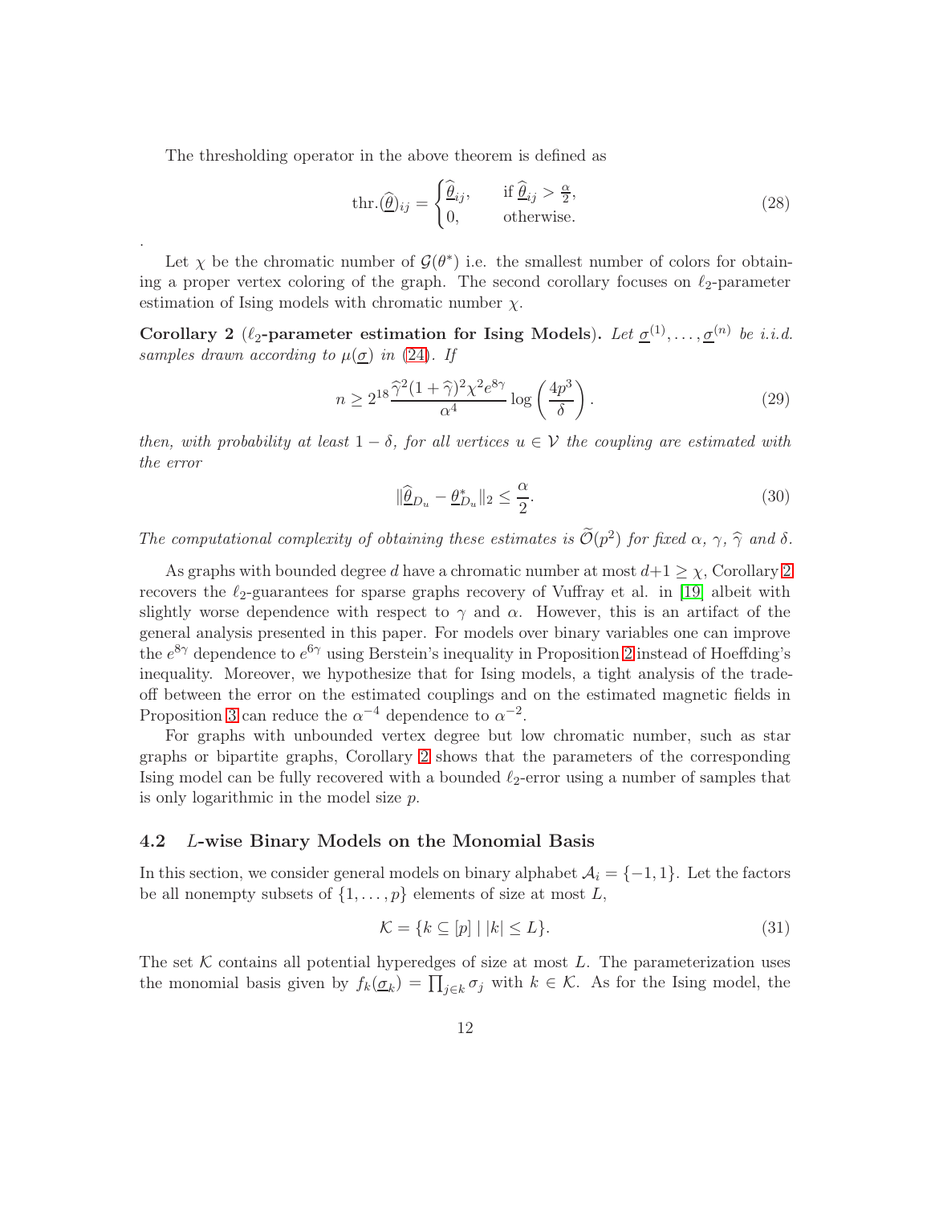The thresholding operator in the above theorem is defined as

$$\text{thr.}(\underline{\widehat{\theta}})_{ij} = \begin{cases} \widehat{\underline{\theta}}_{ij}, & \text{if } \widehat{\underline{\theta}}_{ij} > \frac{\alpha}{2}, \\ 0, & \text{otherwise.} \end{cases} \tag{28}$$

.

Let $\chi$ be the chromatic number of $\mathcal{G}(\theta^*)$ i.e. the smallest number of colors for obtaining a proper vertex coloring of the graph. The second corollary focuses on $\ell_2$-parameter estimation of Ising models with chromatic number $\chi$.

**Corollary 2** **($\ell_2$-parameter estimation for Ising Models).** *Let $\underline{\sigma}^{(1)}, \ldots, \underline{\sigma}^{(n)}$ be i.i.d. samples drawn according to $\mu(\underline{\sigma})$ in (24). If*

$$n \geq 2^{18} \frac{\widehat{\gamma}^2 (1+\widehat{\gamma})^2 \chi^2 e^{8\gamma}}{\alpha^4} \log\left(\frac{4p^3}{\delta}\right). \tag{29}$$

*then, with probability at least $1-\delta$, for all vertices $u \in \mathcal{V}$ the coupling are estimated with the error*

$$\|\widehat{\underline{\theta}}_{D_u} - \underline{\theta}^*_{D_u}\|_2 \leq \frac{\alpha}{2}. \tag{30}$$

*The computational complexity of obtaining these estimates is $\widetilde{\mathcal{O}}(p^2)$ for fixed $\alpha$, $\gamma$, $\widehat{\gamma}$ and $\delta$.*

As graphs with bounded degree $d$ have a chromatic number at most $d+1 \geq \chi$, Corollary 2 recovers the $\ell_2$-guarantees for sparse graphs recovery of Vuffray et al. in [19] albeit with slightly worse dependence with respect to $\gamma$ and $\alpha$. However, this is an artifact of the general analysis presented in this paper. For models over binary variables one can improve the $e^{8\gamma}$ dependence to $e^{6\gamma}$ using Berstein's inequality in Proposition 2 instead of Hoeffding's inequality. Moreover, we hypothesize that for Ising models, a tight analysis of the trade-off between the error on the estimated couplings and on the estimated magnetic fields in Proposition 3 can reduce the $\alpha^{-4}$ dependence to $\alpha^{-2}$.

For graphs with unbounded vertex degree but low chromatic number, such as star graphs or bipartite graphs, Corollary 2 shows that the parameters of the corresponding Ising model can be fully recovered with a bounded $\ell_2$-error using a number of samples that is only logarithmic in the model size $p$.

### 4.2 $L$-wise Binary Models on the Monomial Basis

In this section, we consider general models on binary alphabet $\mathcal{A}_i = \{-1, 1\}$. Let the factors be all nonempty subsets of $\{1, \ldots, p\}$ elements of size at most $L$,

$$\mathcal{K} = \{k \subseteq [p] \mid |k| \leq L\}. \tag{31}$$

The set $\mathcal{K}$ contains all potential hyperedges of size at most $L$. The parameterization uses the monomial basis given by $f_k(\underline{\sigma}_k) = \prod_{j \in k} \sigma_j$ with $k \in \mathcal{K}$. As for the Ising model, the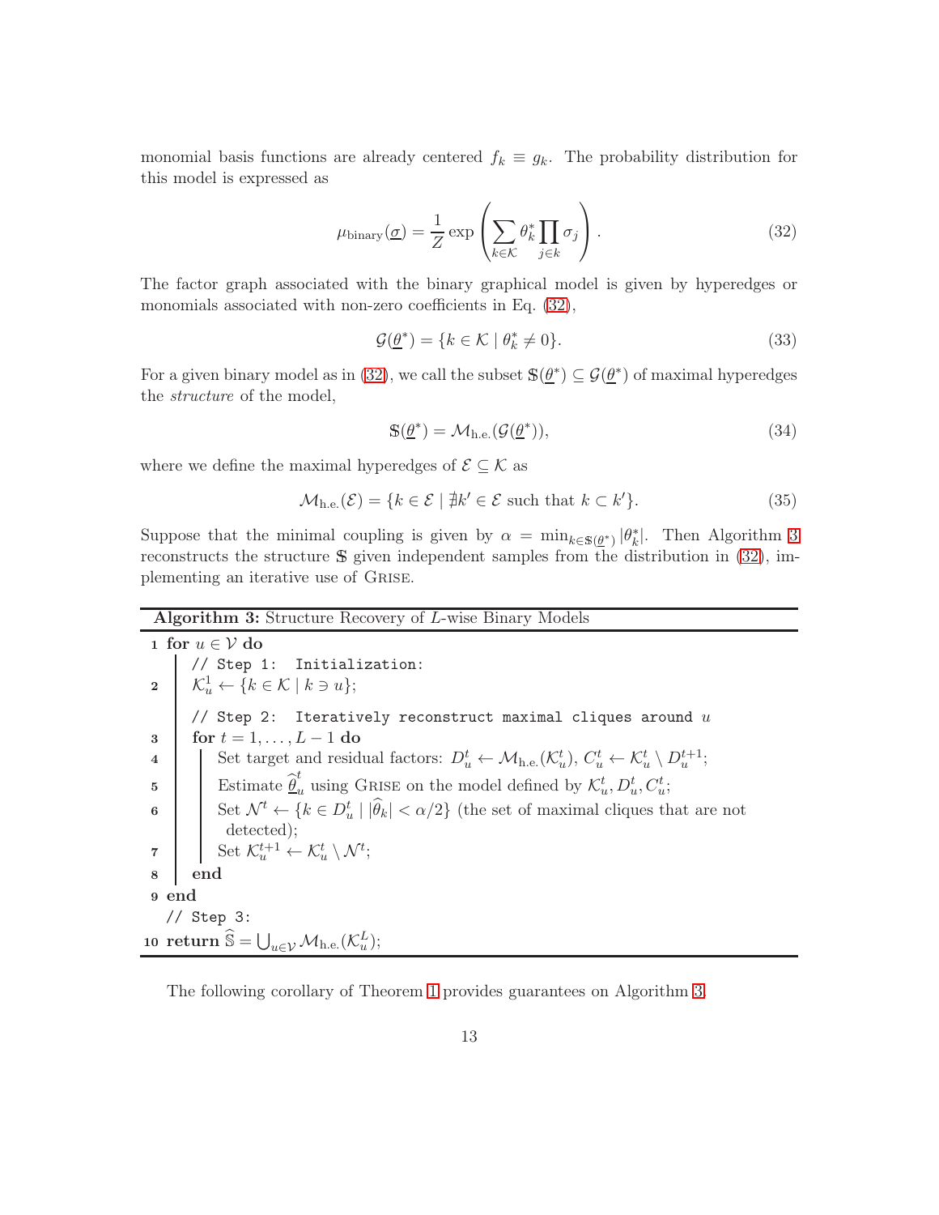monomial basis functions are already centered $f_k \equiv g_k$. The probability distribution for this model is expressed as

$$\mu_{\text{binary}}(\underline{\sigma}) = \frac{1}{Z} \exp\left( \sum_{k \in \mathcal{K}} \theta^*_k \prod_{j \in k} \sigma_j \right). \tag{32}$$

The factor graph associated with the binary graphical model is given by hyperedges or monomials associated with non-zero coefficients in Eq. (32),

$$\mathcal{G}(\underline{\theta}^*) = \{k \in \mathcal{K} \mid \theta^*_k \neq 0\}. \tag{33}$$

For a given binary model as in (32), we call the subset $\mathbb{S}(\underline{\theta}^*) \subseteq \mathcal{G}(\underline{\theta}^*)$ of maximal hyperedges the *structure* of the model,

$$\mathbb{S}(\underline{\theta}^*) = \mathcal{M}_{\text{h.e.}}(\mathcal{G}(\underline{\theta}^*)), \tag{34}$$

where we define the maximal hyperedges of $\mathcal{E} \subseteq \mathcal{K}$ as

$$\mathcal{M}_{\text{h.e.}}(\mathcal{E}) = \{k \in \mathcal{E} \mid \nexists k' \in \mathcal{E} \text{ such that } k \subset k'\}. \tag{35}$$

Suppose that the minimal coupling is given by $\alpha = \min_{k \in \mathbb{S}(\underline{\theta}^*)} |\theta^*_k|$. Then Algorithm 3 reconstructs the structure $\mathbb{S}$ given independent samples from the distribution in (32), implementing an iterative use of GRISE.

---

**Algorithm 3:** Structure Recovery of $L$-wise Binary Models

```
1  for u ∈ V do
       // Step 1:  Initialization:
2      K_u^1 ← {k ∈ K | k ∋ u};
       // Step 2:  Iteratively reconstruct maximal cliques around u
3      for t = 1, ..., L − 1 do
4          Set target and residual factors: D_u^t ← M_h.e.(K_u^t), C_u^t ← K_u^t \ D_u^{t+1};
5          Estimate θ̂_u^t using GRISE on the model defined by K_u^t, D_u^t, C_u^t;
6          Set N^t ← {k ∈ D_u^t | |θ̂_k| < α/2} (the set of maximal cliques that are not
           detected);
7          Set K_u^{t+1} ← K_u^t \ N^t;
8      end
9  end
   // Step 3:
10 return Ŝ = ⋃_{u∈V} M_h.e.(K_u^L);
```

---

The following corollary of Theorem 1 provides guarantees on Algorithm 3.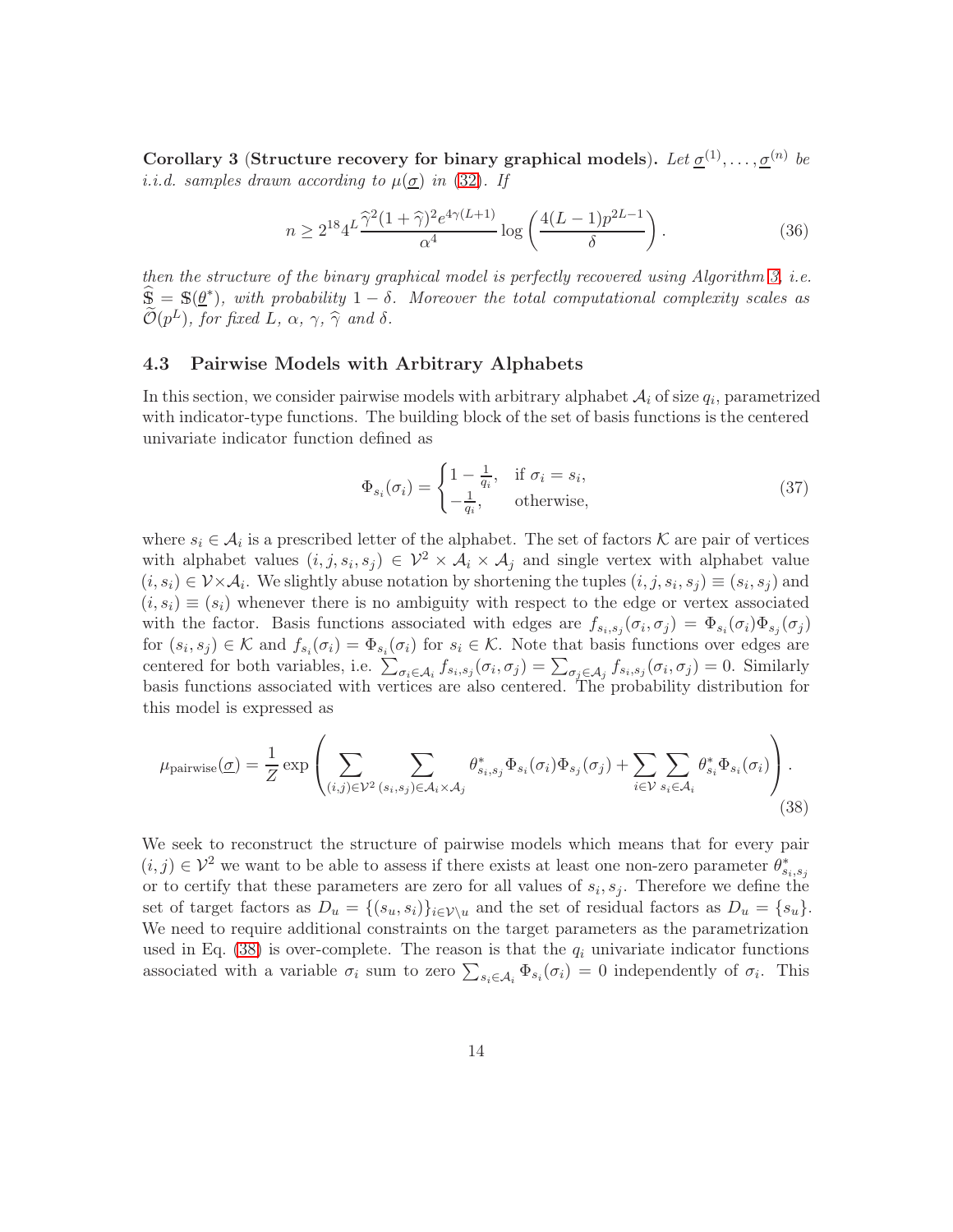**Corollary 3** (**Structure recovery for binary graphical models**). *Let $\underline{\sigma}^{(1)}, \ldots, \underline{\sigma}^{(n)}$ be i.i.d. samples drawn according to $\mu(\underline{\sigma})$ in (32). If*

$$n \geq 2^{18} 4^L \frac{\widehat{\gamma}^2 (1+\widehat{\gamma})^2 e^{4\gamma(L+1)}}{\alpha^4} \log\left(\frac{4(L-1)p^{2L-1}}{\delta}\right). \tag{36}$$

*then the structure of the binary graphical model is perfectly recovered using Algorithm 3, i.e. $\widehat{\mathbb{S}} = \mathbb{S}(\underline{\theta}^*)$, with probability $1-\delta$. Moreover the total computational complexity scales as $\widetilde{\mathcal{O}}(p^L)$, for fixed $L$, $\alpha$, $\gamma$, $\widehat{\gamma}$ and $\delta$.*

### 4.3 Pairwise Models with Arbitrary Alphabets

In this section, we consider pairwise models with arbitrary alphabet $\mathcal{A}_i$ of size $q_i$, parametrized with indicator-type functions. The building block of the set of basis functions is the centered univariate indicator function defined as

$$\Phi_{s_i}(\sigma_i) = \begin{cases} 1 - \frac{1}{q_i}, & \text{if } \sigma_i = s_i, \\ -\frac{1}{q_i}, & \text{otherwise}, \end{cases} \tag{37}$$

where $s_i \in \mathcal{A}_i$ is a prescribed letter of the alphabet. The set of factors $\mathcal{K}$ are pair of vertices with alphabet values $(i, j, s_i, s_j) \in \mathcal{V}^2 \times \mathcal{A}_i \times \mathcal{A}_j$ and single vertex with alphabet value $(i, s_i) \in \mathcal{V} \times \mathcal{A}_i$. We slightly abuse notation by shortening the tuples $(i, j, s_i, s_j) \equiv (s_i, s_j)$ and $(i, s_i) \equiv (s_i)$ whenever there is no ambiguity with respect to the edge or vertex associated with the factor. Basis functions associated with edges are $f_{s_i,s_j}(\sigma_i, \sigma_j) = \Phi_{s_i}(\sigma_i)\Phi_{s_j}(\sigma_j)$ for $(s_i, s_j) \in \mathcal{K}$ and $f_{s_i}(\sigma_i) = \Phi_{s_i}(\sigma_i)$ for $s_i \in \mathcal{K}$. Note that basis functions over edges are centered for both variables, i.e. $\sum_{\sigma_i \in \mathcal{A}_i} f_{s_i,s_j}(\sigma_i, \sigma_j) = \sum_{\sigma_j \in \mathcal{A}_j} f_{s_i,s_j}(\sigma_i, \sigma_j) = 0$. Similarly basis functions associated with vertices are also centered. The probability distribution for this model is expressed as

$$\mu_{\text{pairwise}}(\underline{\sigma}) = \frac{1}{Z} \exp\left( \sum_{(i,j) \in \mathcal{V}^2} \sum_{(s_i,s_j) \in \mathcal{A}_i \times \mathcal{A}_j} \theta^*_{s_i,s_j} \Phi_{s_i}(\sigma_i)\Phi_{s_j}(\sigma_j) + \sum_{i \in \mathcal{V}} \sum_{s_i \in \mathcal{A}_i} \theta^*_{s_i} \Phi_{s_i}(\sigma_i) \right). \tag{38}$$

We seek to reconstruct the structure of pairwise models which means that for every pair $(i, j) \in \mathcal{V}^2$ we want to be able to assess if there exists at least one non-zero parameter $\theta^*_{s_i,s_j}$ or to certify that these parameters are zero for all values of $s_i, s_j$. Therefore we define the set of target factors as $D_u = \{(s_u, s_i)\}_{i \in \mathcal{V} \setminus u}$ and the set of residual factors as $D_u = \{s_u\}$. We need to require additional constraints on the target parameters as the parametrization used in Eq. (38) is over-complete. The reason is that the $q_i$ univariate indicator functions associated with a variable $\sigma_i$ sum to zero $\sum_{s_i \in \mathcal{A}_i} \Phi_{s_i}(\sigma_i) = 0$ independently of $\sigma_i$. This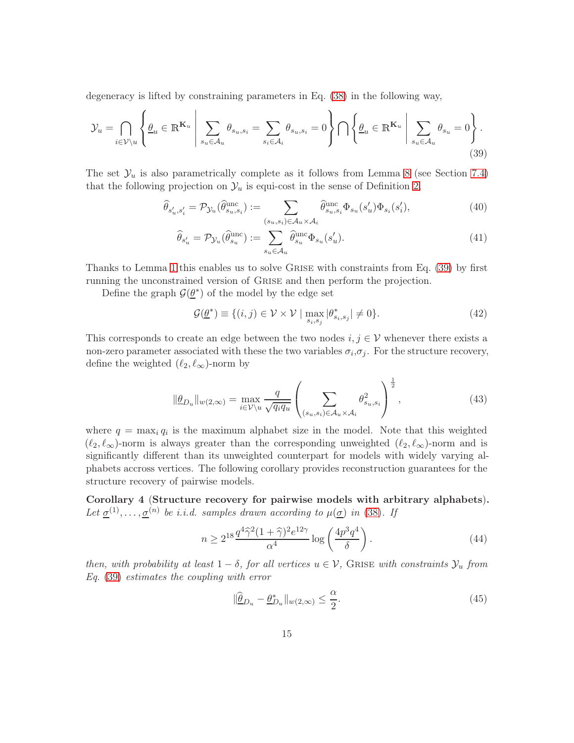degeneracy is lifted by constraining parameters in Eq. (38) in the following way,

$$\mathcal{Y}_u = \bigcap_{i \in \mathcal{V}\setminus u} \left\{ \underline{\theta}_u \in \mathbb{R}^{\mathbf{K}_u} \;\middle|\; \sum_{s_u \in \mathcal{A}_u} \theta_{s_u,s_i} = \sum_{s_i \in \mathcal{A}_i} \theta_{s_u,s_i} = 0 \right\} \bigcap \left\{ \underline{\theta}_u \in \mathbb{R}^{\mathbf{K}_u} \;\middle|\; \sum_{s_u \in \mathcal{A}_u} \theta_{s_u} = 0 \right\}. \tag{39}$$

The set $\mathcal{Y}_u$ is also parametrically complete as it follows from Lemma 8 (see Section 7.4) that the following projection on $\mathcal{Y}_u$ is equi-cost in the sense of Definition 2,

$$\widehat{\theta}_{s'_u,s'_i} = \mathcal{P}_{\mathcal{Y}_u}(\widehat{\theta}^{\text{unc}}_{s_u,s_i}) := \sum_{(s_u,s_i) \in \mathcal{A}_u \times \mathcal{A}_i} \widehat{\theta}^{\text{unc}}_{s_u,s_i} \Phi_{s_u}(s'_u) \Phi_{s_i}(s'_i), \tag{40}$$

$$\widehat{\theta}_{s'_u} = \mathcal{P}_{\mathcal{Y}_u}(\widehat{\theta}^{\text{unc}}_{s_u}) := \sum_{s_u \in \mathcal{A}_u} \widehat{\theta}^{\text{unc}}_{s_u} \Phi_{s_u}(s'_u). \tag{41}$$

Thanks to Lemma 1 this enables us to solve Grise with constraints from Eq. (39) by first running the unconstrained version of Grise and then perform the projection.

Define the graph $\mathcal{G}(\underline{\theta}^*)$ of the model by the edge set

$$\mathcal{G}(\underline{\theta}^*) \equiv \{(i,j) \in \mathcal{V} \times \mathcal{V} \mid \max_{s_i,s_j} |\theta^*_{s_i,s_j}| \neq 0\}. \tag{42}$$

This corresponds to create an edge between the two nodes $i, j \in \mathcal{V}$ whenever there exists a non-zero parameter associated with these the two variables $\sigma_i$,$\sigma_j$. For the structure recovery, define the weighted $(\ell_2, \ell_\infty)$-norm by

$$\|\underline{\theta}_{D_u}\|_{w(2,\infty)} = \max_{i \in \mathcal{V}\setminus u} \frac{q}{\sqrt{q_i q_u}} \left( \sum_{(s_u,s_i) \in \mathcal{A}_u \times \mathcal{A}_i} \theta^2_{s_u,s_i} \right)^{\frac{1}{2}}, \tag{43}$$

where $q = \max_i q_i$ is the maximum alphabet size in the model. Note that this weighted $(\ell_2, \ell_\infty)$-norm is always greater than the corresponding unweighted $(\ell_2, \ell_\infty)$-norm and is significantly different than its unweighted counterpart for models with widely varying alphabets accross vertices. The following corollary provides reconstruction guarantees for the structure recovery of pairwise models.

**Corollary 4 (Structure recovery for pairwise models with arbitrary alphabets).** *Let $\underline{\sigma}^{(1)}, \ldots, \underline{\sigma}^{(n)}$ be i.i.d. samples drawn according to $\mu(\underline{\sigma})$ in (38). If*

$$n \geq 2^{18} \frac{q^4 \widehat{\gamma}^2 (1+\widehat{\gamma})^2 e^{12\gamma}}{\alpha^4} \log\left(\frac{4p^3 q^4}{\delta}\right). \tag{44}$$

*then, with probability at least $1-\delta$, for all vertices $u \in \mathcal{V}$,* Grise *with constraints $\mathcal{Y}_u$ from Eq. (39) estimates the coupling with error*

$$\|\widehat{\underline{\theta}}_{D_u} - \underline{\theta}^*_{D_u}\|_{w(2,\infty)} \leq \frac{\alpha}{2}. \tag{45}$$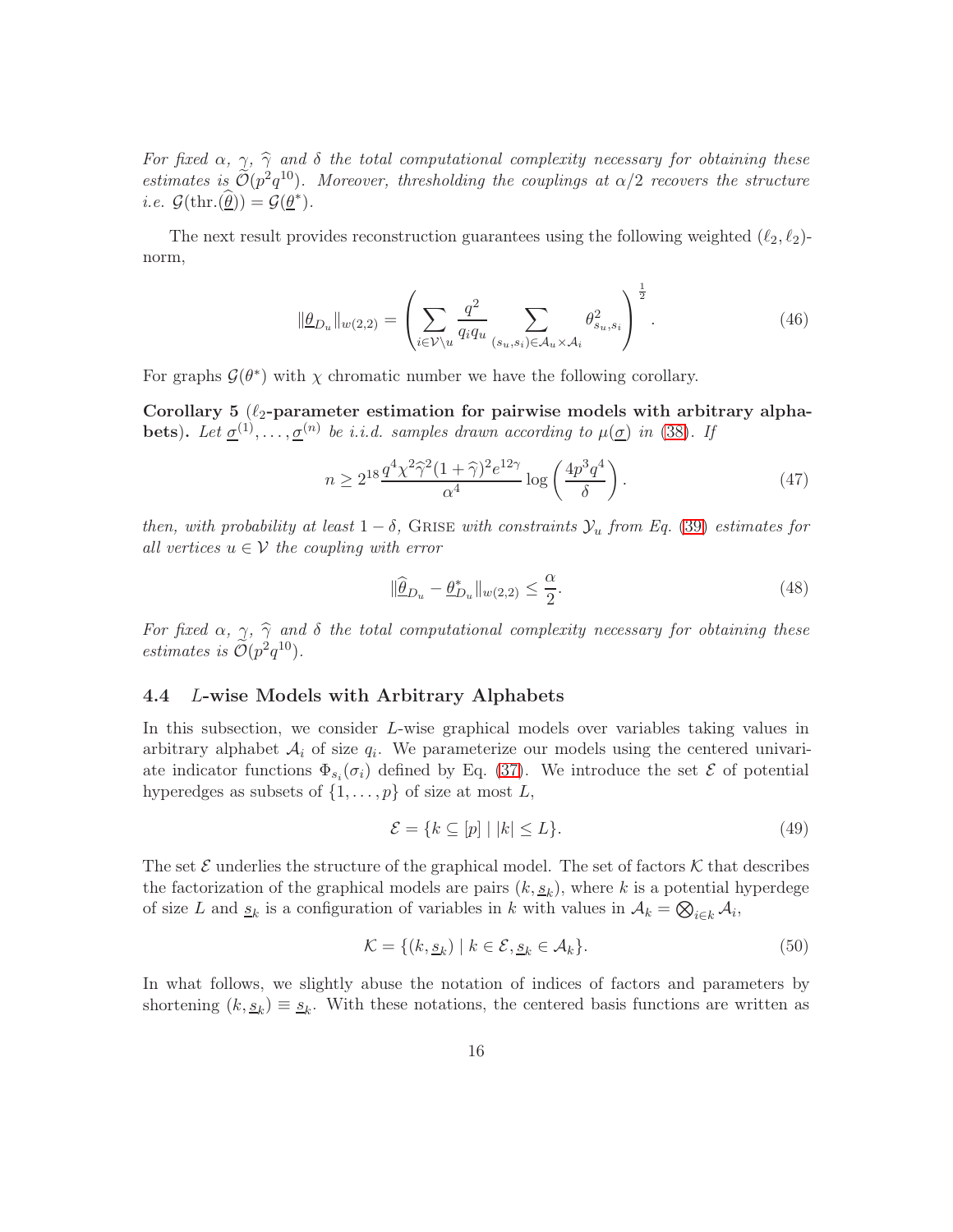*For fixed $\alpha$, $\gamma$, $\widehat{\gamma}$ and $\delta$ the total computational complexity necessary for obtaining these estimates is $\widetilde{\mathcal{O}}(p^2 q^{10})$. Moreover, thresholding the couplings at $\alpha/2$ recovers the structure i.e. $\mathcal{G}(\mathrm{thr.}(\underline{\widehat{\theta}})) = \mathcal{G}(\underline{\theta}^*)$.*

The next result provides reconstruction guarantees using the following weighted $(\ell_2, \ell_2)$-norm,

$$
\|\underline{\theta}_{D_u}\|_{w(2,2)} = \left( \sum_{i \in \mathcal{V} \setminus u} \frac{q^2}{q_i q_u} \sum_{(s_u, s_i) \in \mathcal{A}_u \times \mathcal{A}_i} \theta_{s_u, s_i}^2 \right)^{\frac{1}{2}}. \tag{46}
$$

For graphs $\mathcal{G}(\theta^*)$ with $\chi$ chromatic number we have the following corollary.

**Corollary 5** **($\ell_2$-parameter estimation for pairwise models with arbitrary alphabets).** *Let $\underline{\sigma}^{(1)}, \ldots, \underline{\sigma}^{(n)}$ be i.i.d. samples drawn according to $\mu(\underline{\sigma})$ in (38). If*

$$
n \geq 2^{18} \frac{q^4 \chi^2 \widehat{\gamma}^2 (1 + \widehat{\gamma})^2 e^{12\gamma}}{\alpha^4} \log\left( \frac{4 p^3 q^4}{\delta} \right). \tag{47}
$$

*then, with probability at least $1 - \delta$,* Grise *with constraints $\mathcal{Y}_u$ from Eq. (39) estimates for all vertices $u \in \mathcal{V}$ the coupling with error*

$$
\|\underline{\widehat{\theta}}_{D_u} - \underline{\theta}^*_{D_u}\|_{w(2,2)} \leq \frac{\alpha}{2}. \tag{48}
$$

*For fixed $\alpha$, $\gamma$, $\widehat{\gamma}$ and $\delta$ the total computational complexity necessary for obtaining these estimates is $\widetilde{\mathcal{O}}(p^2 q^{10})$.*

### 4.4 $L$-wise Models with Arbitrary Alphabets

In this subsection, we consider $L$-wise graphical models over variables taking values in arbitrary alphabet $\mathcal{A}_i$ of size $q_i$. We parameterize our models using the centered univariate indicator functions $\Phi_{s_i}(\sigma_i)$ defined by Eq. (37). We introduce the set $\mathcal{E}$ of potential hyperedges as subsets of $\{1, \ldots, p\}$ of size at most $L$,

$$
\mathcal{E} = \{ k \subseteq [p] \mid |k| \leq L \}. \tag{49}
$$

The set $\mathcal{E}$ underlies the structure of the graphical model. The set of factors $\mathcal{K}$ that describes the factorization of the graphical models are pairs $(k, \underline{s}_k)$, where $k$ is a potential hyperdege of size $L$ and $\underline{s}_k$ is a configuration of variables in $k$ with values in $\mathcal{A}_k = \bigotimes_{i \in k} \mathcal{A}_i$,

$$
\mathcal{K} = \{ (k, \underline{s}_k) \mid k \in \mathcal{E}, \underline{s}_k \in \mathcal{A}_k \}. \tag{50}
$$

In what follows, we slightly abuse the notation of indices of factors and parameters by shortening $(k, \underline{s}_k) \equiv \underline{s}_k$. With these notations, the centered basis functions are written as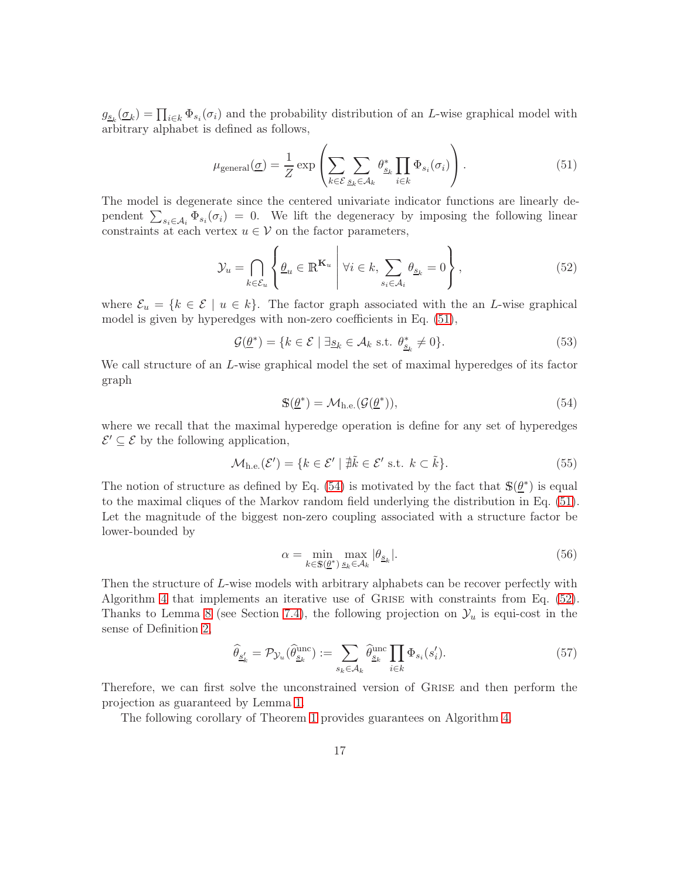$g_{\underline{s}_k}(\underline{\sigma}_k) = \prod_{i \in k} \Phi_{s_i}(\sigma_i)$ and the probability distribution of an $L$-wise graphical model with arbitrary alphabet is defined as follows,

$$\mu_{\text{general}}(\underline{\sigma}) = \frac{1}{Z} \exp\left( \sum_{k \in \mathcal{E}} \sum_{\underline{s}_k \in \mathcal{A}_k} \theta^*_{\underline{s}_k} \prod_{i \in k} \Phi_{s_i}(\sigma_i) \right). \tag{51}$$

The model is degenerate since the centered univariate indicator functions are linearly dependent $\sum_{s_i \in \mathcal{A}_i} \Phi_{s_i}(\sigma_i) = 0$. We lift the degeneracy by imposing the following linear constraints at each vertex $u \in \mathcal{V}$ on the factor parameters,

$$\mathcal{Y}_u = \bigcap_{k \in \mathcal{E}_u} \left\{ \underline{\theta}_u \in \mathbb{R}^{\mathbf{K}_u} \;\middle|\; \forall i \in k, \sum_{s_i \in \mathcal{A}_i} \theta_{\underline{s}_k} = 0 \right\}, \tag{52}$$

where $\mathcal{E}_u = \{k \in \mathcal{E} \mid u \in k\}$. The factor graph associated with the an $L$-wise graphical model is given by hyperedges with non-zero coefficients in Eq. (51),

$$\mathcal{G}(\underline{\theta}^*) = \{k \in \mathcal{E} \mid \exists \underline{s}_k \in \mathcal{A}_k \text{ s.t. } \theta^*_{\underline{s}_k} \neq 0\}. \tag{53}$$

We call structure of an $L$-wise graphical model the set of maximal hyperedges of its factor graph

$$\mathbb{S}(\underline{\theta}^*) = \mathcal{M}_{\text{h.e.}}(\mathcal{G}(\underline{\theta}^*)), \tag{54}$$

where we recall that the maximal hyperedge operation is define for any set of hyperedges $\mathcal{E}' \subseteq \mathcal{E}$ by the following application,

$$\mathcal{M}_{\text{h.e.}}(\mathcal{E}') = \{k \in \mathcal{E}' \mid \nexists \tilde{k} \in \mathcal{E}' \text{ s.t. } k \subset \tilde{k}\}. \tag{55}$$

The notion of structure as defined by Eq. (54) is motivated by the fact that $\mathbb{S}(\underline{\theta}^*)$ is equal to the maximal cliques of the Markov random field underlying the distribution in Eq. (51). Let the magnitude of the biggest non-zero coupling associated with a structure factor be lower-bounded by

$$\alpha = \min_{k \in \mathbb{S}(\underline{\theta}^*)} \max_{\underline{s}_k \in \mathcal{A}_k} |\theta_{\underline{s}_k}|. \tag{56}$$

Then the structure of $L$-wise models with arbitrary alphabets can be recover perfectly with Algorithm 4 that implements an iterative use of GRISE with constraints from Eq. (52). Thanks to Lemma 8 (see Section 7.4), the following projection on $\mathcal{Y}_u$ is equi-cost in the sense of Definition 2,

$$\widehat{\theta}_{\underline{s}'_k} = \mathcal{P}_{\mathcal{Y}_u}(\widehat{\theta}^{\text{unc}}_{\underline{s}_k}) := \sum_{s_k \in \mathcal{A}_k} \widehat{\theta}^{\text{unc}}_{\underline{s}_k} \prod_{i \in k} \Phi_{s_i}(s'_i). \tag{57}$$

Therefore, we can first solve the unconstrained version of GRISE and then perform the projection as guaranteed by Lemma 1.

The following corollary of Theorem 1 provides guarantees on Algorithm 4.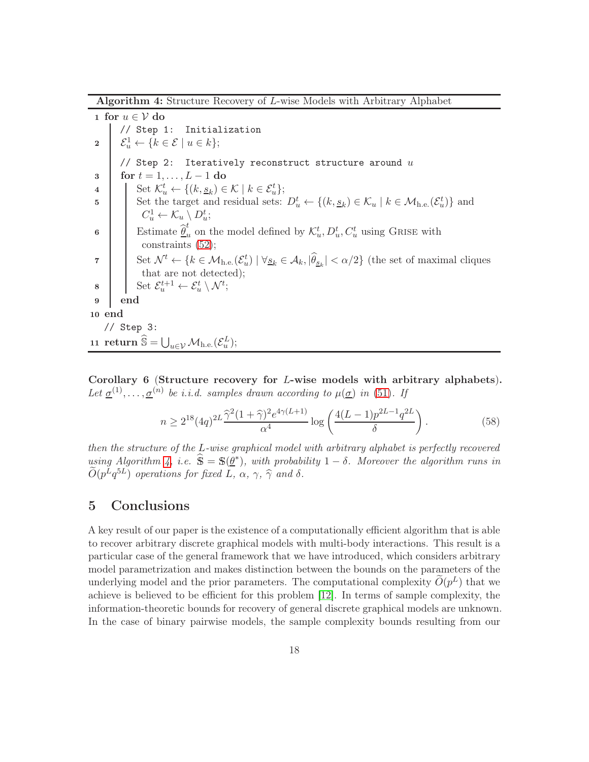**Algorithm 4:** Structure Recovery of $L$-wise Models with Arbitrary Alphabet

```
1  for u ∈ V do
       // Step 1: Initialization
2      E_u^1 ← {k ∈ E | u ∈ k};
       // Step 2: Iteratively reconstruct structure around u
3      for t = 1, ..., L − 1 do
4          Set K_u^t ← {(k, s_k) ∈ K | k ∈ E_u^t};
5          Set the target and residual sets: D_u^t ← {(k, s_k) ∈ K_u | k ∈ M_h.e.(E_u^t)} and
           C_u^1 ← K_u \ D_u^t;
6          Estimate θ̂_u^t on the model defined by K_u^t, D_u^t, C_u^t using GRISE with
           constraints (52);
7          Set N^t ← {k ∈ M_h.e.(E_u^t) | ∀s_k ∈ A_k, |θ̂_{s_k}| < α/2} (the set of maximal cliques
           that are not detected);
8          Set E_u^{t+1} ← E_u^t \ N^t;
9      end
10 end
   // Step 3:
11 return Ŝ = ⋃_{u∈V} M_h.e.(E_u^L);
```

In mathematical notation:

1. **for** $u \in \mathcal{V}$ **do**
   - // Step 1: Initialization
2. $\mathcal{E}_u^1 \leftarrow \{k \in \mathcal{E} \mid u \in k\}$;
   - // Step 2: Iteratively reconstruct structure around $u$
3. **for** $t = 1, \ldots, L-1$ **do**
4. Set $\mathcal{K}_u^t \leftarrow \{(k, \underline{s}_k) \in \mathcal{K} \mid k \in \mathcal{E}_u^t\}$;
5. Set the target and residual sets: $D_u^t \leftarrow \{(k, \underline{s}_k) \in \mathcal{K}_u \mid k \in \mathcal{M}_{\text{h.e.}}(\mathcal{E}_u^t)\}$ and $C_u^1 \leftarrow \mathcal{K}_u \setminus D_u^t$;
6. Estimate $\widehat{\underline{\theta}}_u^t$ on the model defined by $\mathcal{K}_u^t, D_u^t, C_u^t$ using GRISE with constraints (52);
7. Set $\mathcal{N}^t \leftarrow \{k \in \mathcal{M}_{\text{h.e.}}(\mathcal{E}_u^t) \mid \forall \underline{s}_k \in \mathcal{A}_k, |\widehat{\theta}_{\underline{s}_k}| < \alpha/2\}$ (the set of maximal cliques that are not detected);
8. Set $\mathcal{E}_u^{t+1} \leftarrow \mathcal{E}_u^t \setminus \mathcal{N}^t$;
9. **end**
10. **end**
    - // Step 3:
11. **return** $\widehat{\mathbb{S}} = \bigcup_{u \in \mathcal{V}} \mathcal{M}_{\text{h.e.}}(\mathcal{E}_u^L)$;

**Corollary 6 (Structure recovery for $L$-wise models with arbitrary alphabets).** *Let $\underline{\sigma}^{(1)}, \ldots, \underline{\sigma}^{(n)}$ be i.i.d. samples drawn according to $\mu(\underline{\sigma})$ in (51). If*

$$n \geq 2^{18}(4q)^{2L} \frac{\widehat{\gamma}^2(1+\widehat{\gamma})^2 e^{4\gamma(L+1)}}{\alpha^4} \log\left(\frac{4(L-1)p^{2L-1}q^{2L}}{\delta}\right). \tag{58}$$

*then the structure of the $L$-wise graphical model with arbitrary alphabet is perfectly recovered using Algorithm 4, i.e. $\widehat{\mathbb{S}} = \mathbb{S}(\underline{\theta}^*)$, with probability $1-\delta$. Moreover the algorithm runs in $\widetilde{O}(p^L q^{5L})$ operations for fixed $L$, $\alpha$, $\gamma$, $\widehat{\gamma}$ and $\delta$.*

## 5 Conclusions

A key result of our paper is the existence of a computationally efficient algorithm that is able to recover arbitrary discrete graphical models with multi-body interactions. This result is a particular case of the general framework that we have introduced, which considers arbitrary model parametrization and makes distinction between the bounds on the parameters of the underlying model and the prior parameters. The computational complexity $\widetilde{O}(p^L)$ that we achieve is believed to be efficient for this problem [12]. In terms of sample complexity, the information-theoretic bounds for recovery of general discrete graphical models are unknown. In the case of binary pairwise models, the sample complexity bounds resulting from our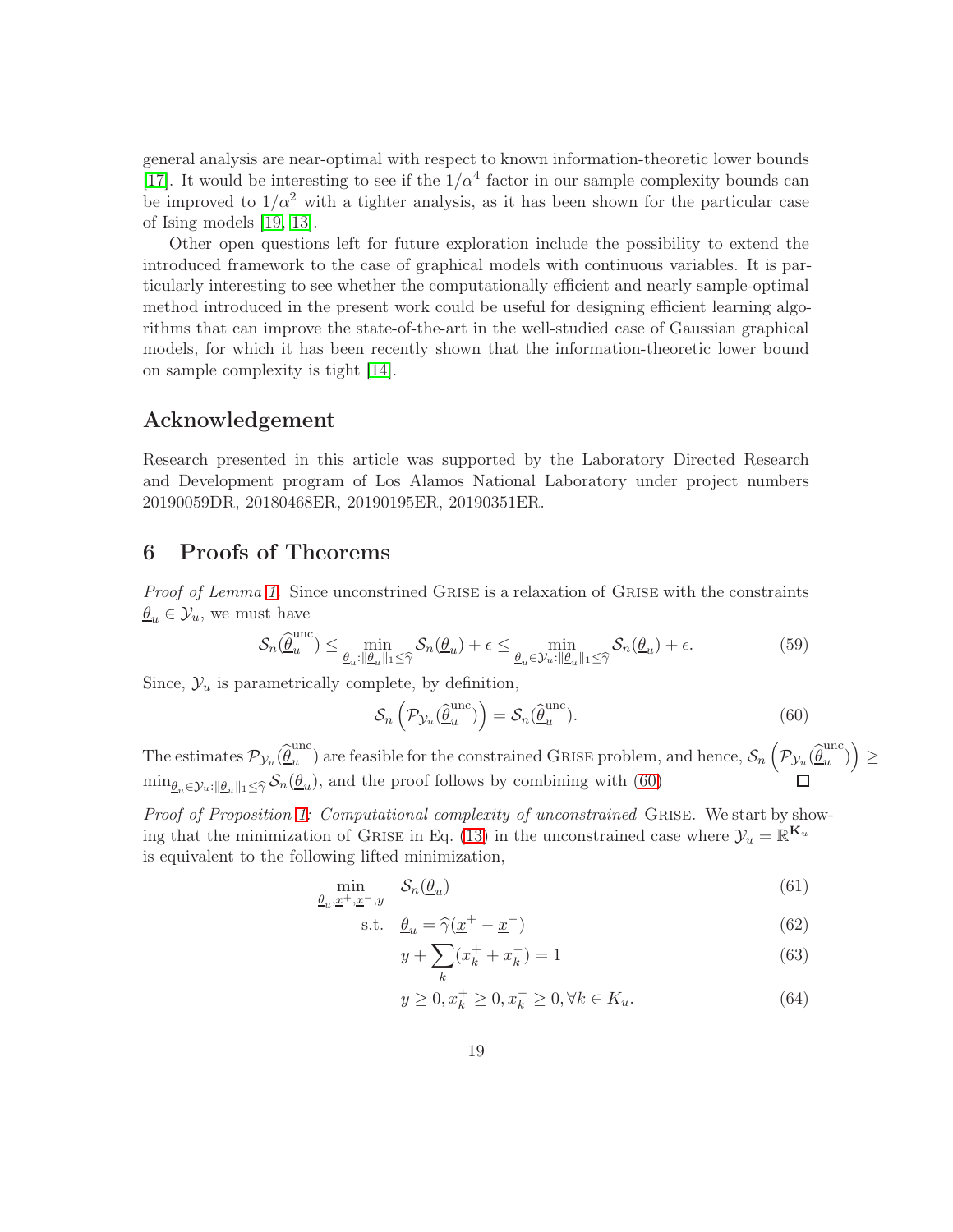general analysis are near-optimal with respect to known information-theoretic lower bounds [17]. It would be interesting to see if the $1/\alpha^4$ factor in our sample complexity bounds can be improved to $1/\alpha^2$ with a tighter analysis, as it has been shown for the particular case of Ising models [19, 13].

Other open questions left for future exploration include the possibility to extend the introduced framework to the case of graphical models with continuous variables. It is particularly interesting to see whether the computationally efficient and nearly sample-optimal method introduced in the present work could be useful for designing efficient learning algorithms that can improve the state-of-the-art in the well-studied case of Gaussian graphical models, for which it has been recently shown that the information-theoretic lower bound on sample complexity is tight [14].

## Acknowledgement

Research presented in this article was supported by the Laboratory Directed Research and Development program of Los Alamos National Laboratory under project numbers 20190059DR, 20180468ER, 20190195ER, 20190351ER.

# 6 Proofs of Theorems

*Proof of Lemma 1.* Since unconstrined GRISE is a relaxation of GRISE with the constraints $\underline{\theta}_u \in \mathcal{Y}_u$, we must have

$$\mathcal{S}_n(\widehat{\underline{\theta}}_u^{\text{unc}}) \leq \min_{\underline{\theta}_u : \|\underline{\theta}_u\|_1 \leq \widehat{\gamma}} \mathcal{S}_n(\underline{\theta}_u) + \epsilon \leq \min_{\underline{\theta}_u \in \mathcal{Y}_u : \|\underline{\theta}_u\|_1 \leq \widehat{\gamma}} \mathcal{S}_n(\underline{\theta}_u) + \epsilon. \tag{59}$$

Since, $\mathcal{Y}_u$ is parametrically complete, by definition,

$$\mathcal{S}_n\left(\mathcal{P}_{\mathcal{Y}_u}(\widehat{\underline{\theta}}_u^{\text{unc}})\right) = \mathcal{S}_n(\widehat{\underline{\theta}}_u^{\text{unc}}). \tag{60}$$

The estimates $\mathcal{P}_{\mathcal{Y}_u}(\widehat{\underline{\theta}}_u^{\text{unc}})$ are feasible for the constrained GRISE problem, and hence, $\mathcal{S}_n\left(\mathcal{P}_{\mathcal{Y}_u}(\widehat{\underline{\theta}}_u^{\text{unc}})\right) \geq \min_{\underline{\theta}_u \in \mathcal{Y}_u : \|\underline{\theta}_u\|_1 \leq \widehat{\gamma}} \mathcal{S}_n(\underline{\theta}_u)$, and the proof follows by combining with (60) □

*Proof of Proposition 1: Computational complexity of unconstrained* GRISE. We start by showing that the minimization of GRISE in Eq. (13) in the unconstrained case where $\mathcal{Y}_u = \mathbb{R}^{\mathbf{K}_u}$ is equivalent to the following lifted minimization,

$$\min_{\underline{\theta}_u, \underline{x}^+, \underline{x}^-, y} \quad \mathcal{S}_n(\underline{\theta}_u) \tag{61}$$

$$\text{s.t.} \quad \underline{\theta}_u = \widehat{\gamma}(\underline{x}^+ - \underline{x}^-) \tag{62}$$

$$y + \sum_k (x_k^+ + x_k^-) = 1 \tag{63}$$

$$y \geq 0, x_k^+ \geq 0, x_k^- \geq 0, \forall k \in K_u. \tag{64}$$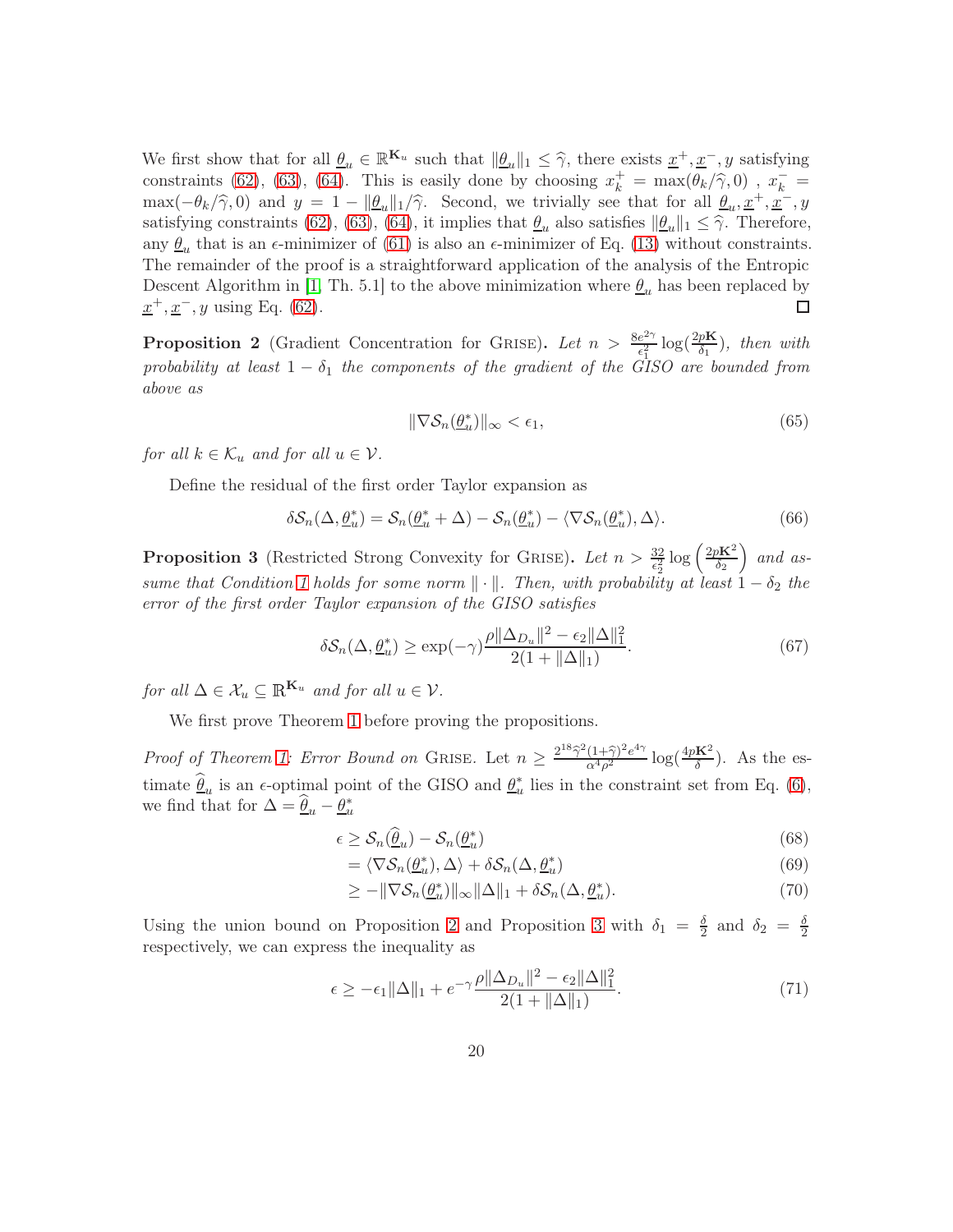We first show that for all $\underline{\theta}_u \in \mathbb{R}^{\mathbf{K}_u}$ such that $\|\underline{\theta}_u\|_1 \leq \widehat{\gamma}$, there exists $\underline{x}^+, \underline{x}^-, y$ satisfying constraints (62), (63), (64). This is easily done by choosing $x_k^+ = \max(\theta_k/\widehat{\gamma}, 0)$ , $x_k^- = \max(-\theta_k/\widehat{\gamma}, 0)$ and $y = 1 - \|\underline{\theta}_u\|_1/\widehat{\gamma}$. Second, we trivially see that for all $\underline{\theta}_u, \underline{x}^+, \underline{x}^-, y$ satisfying constraints (62), (63), (64), it implies that $\underline{\theta}_u$ also satisfies $\|\underline{\theta}_u\|_1 \leq \widehat{\gamma}$. Therefore, any $\underline{\theta}_u$ that is an $\epsilon$-minimizer of (61) is also an $\epsilon$-minimizer of Eq. (13) without constraints. The remainder of the proof is a straightforward application of the analysis of the Entropic Descent Algorithm in [1, Th. 5.1] to the above minimization where $\underline{\theta}_u$ has been replaced by $\underline{x}^+, \underline{x}^-, y$ using Eq. (62). □

**Proposition 2** (Gradient Concentration for GRISE). *Let $n > \frac{8e^{2\gamma}}{\epsilon_1^2} \log(\frac{2p\mathbf{K}}{\delta_1})$, then with probability at least $1 - \delta_1$ the components of the gradient of the GISO are bounded from above as*

$$\|\nabla \mathcal{S}_n(\underline{\theta}_u^*)\|_\infty < \epsilon_1, \tag{65}$$

*for all $k \in \mathcal{K}_u$ and for all $u \in \mathcal{V}$.*

Define the residual of the first order Taylor expansion as

$$\delta \mathcal{S}_n(\Delta, \underline{\theta}_u^*) = \mathcal{S}_n(\underline{\theta}_u^* + \Delta) - \mathcal{S}_n(\underline{\theta}_u^*) - \langle \nabla \mathcal{S}_n(\underline{\theta}_u^*), \Delta \rangle. \tag{66}$$

**Proposition 3** (Restricted Strong Convexity for GRISE). *Let $n > \frac{32}{\epsilon_2^2} \log\left(\frac{2p\mathbf{K}^2}{\delta_2}\right)$ and assume that Condition 1 holds for some norm $\|\cdot\|$. Then, with probability at least $1 - \delta_2$ the error of the first order Taylor expansion of the GISO satisfies*

$$\delta \mathcal{S}_n(\Delta, \underline{\theta}_u^*) \geq \exp(-\gamma) \frac{\rho \|\Delta_{D_u}\|^2 - \epsilon_2 \|\Delta\|_1^2}{2(1 + \|\Delta\|_1)}. \tag{67}$$

*for all $\Delta \in \mathcal{X}_u \subseteq \mathbb{R}^{\mathbf{K}_u}$ and for all $u \in \mathcal{V}$.*

We first prove Theorem 1 before proving the propositions.

*Proof of Theorem 1: Error Bound on* GRISE. Let $n \geq \frac{2^{18}\widehat{\gamma}^2(1+\widehat{\gamma})^2 e^{4\gamma}}{\alpha^4 \rho^2} \log(\frac{4p\mathbf{K}^2}{\delta})$. As the estimate $\widehat{\underline{\theta}}_u$ is an $\epsilon$-optimal point of the GISO and $\underline{\theta}_u^*$ lies in the constraint set from Eq. (6), we find that for $\Delta = \widehat{\underline{\theta}}_u - \underline{\theta}_u^*$

$$\epsilon \geq \mathcal{S}_n(\widehat{\underline{\theta}}_u) - \mathcal{S}_n(\underline{\theta}_u^*) \tag{68}$$

$$= \langle \nabla \mathcal{S}_n(\underline{\theta}_u^*), \Delta \rangle + \delta \mathcal{S}_n(\Delta, \underline{\theta}_u^*) \tag{69}$$

$$\geq -\|\nabla \mathcal{S}_n(\underline{\theta}_u^*)\|_\infty \|\Delta\|_1 + \delta \mathcal{S}_n(\Delta, \underline{\theta}_u^*). \tag{70}$$

Using the union bound on Proposition 2 and Proposition 3 with $\delta_1 = \frac{\delta}{2}$ and $\delta_2 = \frac{\delta}{2}$ respectively, we can express the inequality as

$$\epsilon \geq -\epsilon_1 \|\Delta\|_1 + e^{-\gamma} \frac{\rho \|\Delta_{D_u}\|^2 - \epsilon_2 \|\Delta\|_1^2}{2(1 + \|\Delta\|_1)}. \tag{71}$$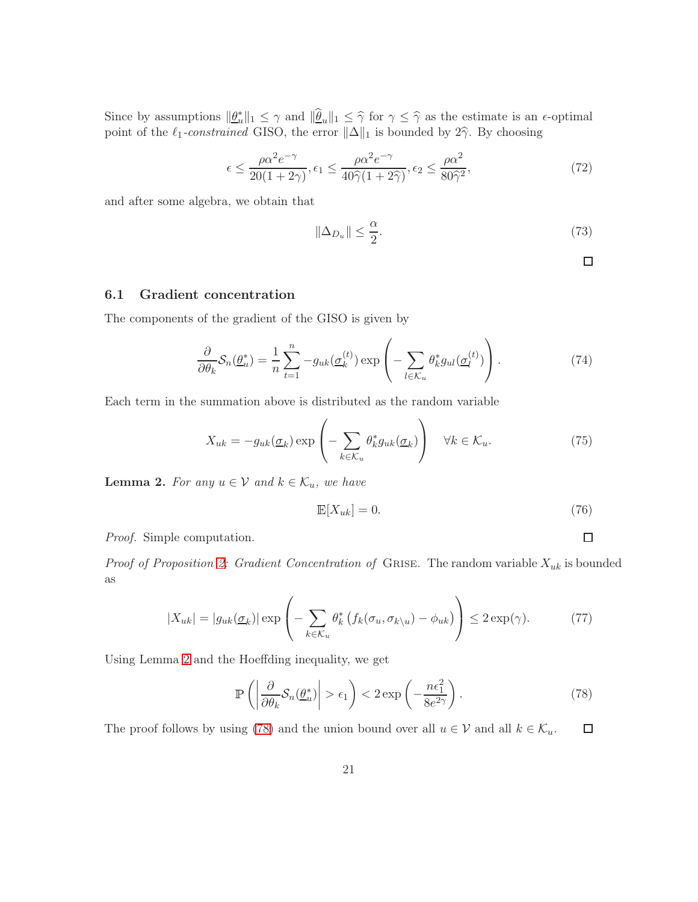Since by assumptions $\|\underline{\theta}_u^*\|_1 \leq \gamma$ and $\|\widehat{\underline{\theta}}_u\|_1 \leq \widehat{\gamma}$ for $\gamma \leq \widehat{\gamma}$ as the estimate is an $\epsilon$-optimal point of the $\ell_1$-*constrained* GISO, the error $\|\Delta\|_1$ is bounded by $2\widehat{\gamma}$. By choosing

$$\epsilon \leq \frac{\rho\alpha^2 e^{-\gamma}}{20(1+2\gamma)}, \epsilon_1 \leq \frac{\rho\alpha^2 e^{-\gamma}}{40\widehat{\gamma}(1+2\widehat{\gamma})}, \epsilon_2 \leq \frac{\rho\alpha^2}{80\widehat{\gamma}^2}, \tag{72}$$

and after some algebra, we obtain that

$$\|\Delta_{D_u}\| \leq \frac{\alpha}{2}. \tag{73}$$

□

## 6.1 Gradient concentration

The components of the gradient of the GISO is given by

$$\frac{\partial}{\partial \theta_k}\mathcal{S}_n(\underline{\theta}_u^*) = \frac{1}{n}\sum_{t=1}^{n} -g_{uk}(\underline{\sigma}_k^{(t)}) \exp\left(-\sum_{l\in\mathcal{K}_u} \theta_k^* g_{ul}(\underline{\sigma}_l^{(t)})\right). \tag{74}$$

Each term in the summation above is distributed as the random variable

$$X_{uk} = -g_{uk}(\underline{\sigma}_k)\exp\left(-\sum_{k\in\mathcal{K}_u}\theta_k^* g_{uk}(\underline{\sigma}_k)\right) \quad \forall k \in \mathcal{K}_u. \tag{75}$$

**Lemma 2.** *For any $u \in \mathcal{V}$ and $k \in \mathcal{K}_u$, we have*

$$\mathbb{E}[X_{uk}] = 0. \tag{76}$$

*Proof.* Simple computation. □

*Proof of Proposition 2: Gradient Concentration of* GRISE. The random variable $X_{uk}$ is bounded as

$$|X_{uk}| = |g_{uk}(\underline{\sigma}_k)| \exp\left(-\sum_{k\in\mathcal{K}_u}\theta_k^*\left(f_k(\sigma_u, \sigma_{k\setminus u}) - \phi_{uk}\right)\right) \leq 2\exp(\gamma). \tag{77}$$

Using Lemma 2 and the Hoeffding inequality, we get

$$\mathbb{P}\left(\left|\frac{\partial}{\partial\theta_k}\mathcal{S}_n(\underline{\theta}_u^*)\right| > \epsilon_1\right) < 2\exp\left(-\frac{n\epsilon_1^2}{8e^{2\gamma}}\right). \tag{78}$$

The proof follows by using (78) and the union bound over all $u \in \mathcal{V}$ and all $k \in \mathcal{K}_u$. □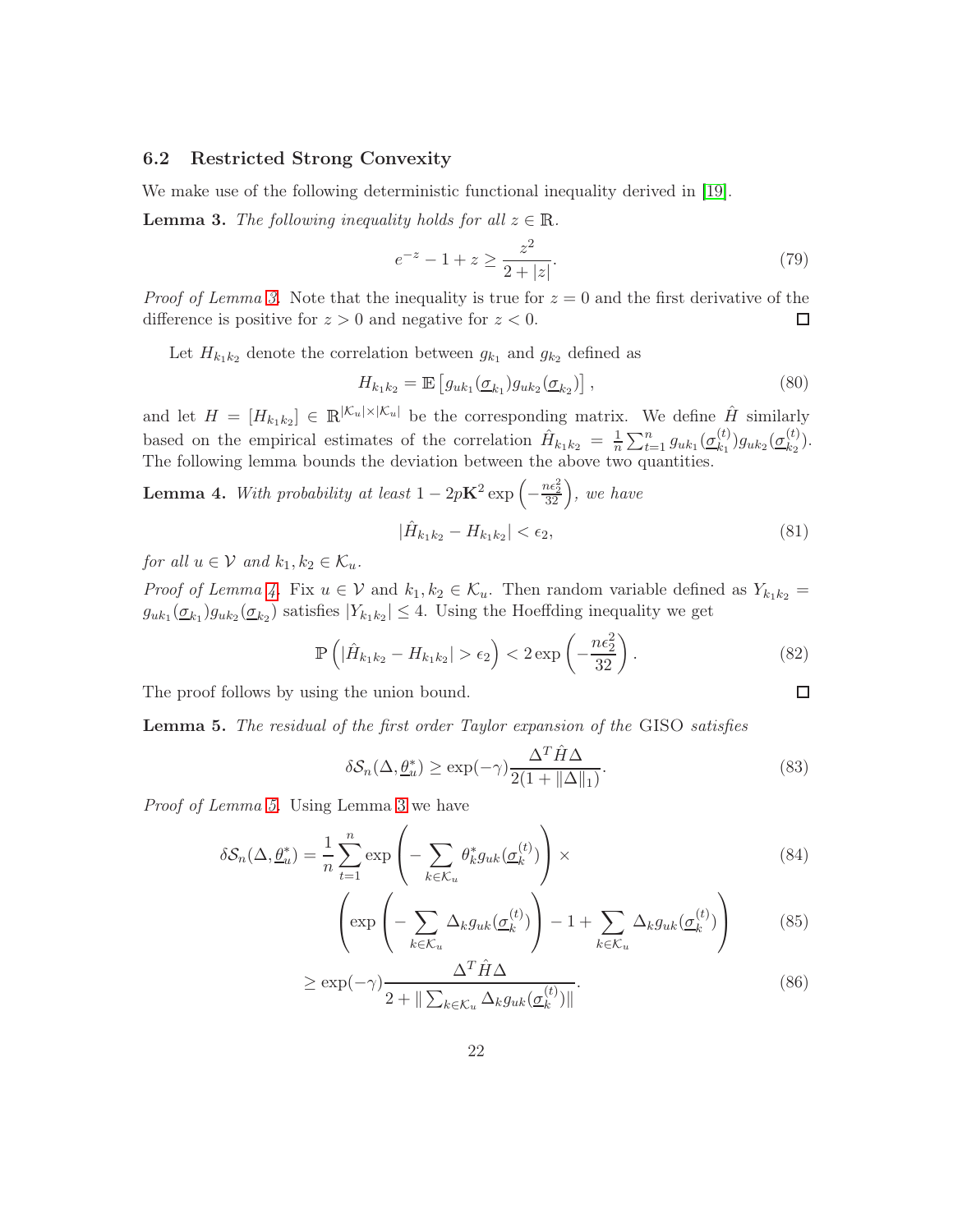### 6.2 Restricted Strong Convexity

We make use of the following deterministic functional inequality derived in [19].

**Lemma 3.** *The following inequality holds for all $z \in \mathbb{R}$.*

$$e^{-z} - 1 + z \geq \frac{z^2}{2 + |z|}. \tag{79}$$

*Proof of Lemma 3.* Note that the inequality is true for $z = 0$ and the first derivative of the difference is positive for $z > 0$ and negative for $z < 0$. □

Let $H_{k_1 k_2}$ denote the correlation between $g_{k_1}$ and $g_{k_2}$ defined as

$$H_{k_1 k_2} = \mathbb{E}\left[g_{uk_1}(\underline{\sigma}_{k_1}) g_{uk_2}(\underline{\sigma}_{k_2})\right], \tag{80}$$

and let $H = [H_{k_1 k_2}] \in \mathbb{R}^{|\mathcal{K}_u| \times |\mathcal{K}_u|}$ be the corresponding matrix. We define $\hat{H}$ similarly based on the empirical estimates of the correlation $\hat{H}_{k_1 k_2} = \frac{1}{n}\sum_{t=1}^{n} g_{uk_1}(\underline{\sigma}_{k_1}^{(t)}) g_{uk_2}(\underline{\sigma}_{k_2}^{(t)})$. The following lemma bounds the deviation between the above two quantities.

**Lemma 4.** *With probability at least $1 - 2p\mathbf{K}^2 \exp\left(-\frac{n\epsilon_2^2}{32}\right)$, we have*

$$|\hat{H}_{k_1 k_2} - H_{k_1 k_2}| < \epsilon_2, \tag{81}$$

*for all $u \in \mathcal{V}$ and $k_1, k_2 \in \mathcal{K}_u$.*

*Proof of Lemma 4.* Fix $u \in \mathcal{V}$ and $k_1, k_2 \in \mathcal{K}_u$. Then random variable defined as $Y_{k_1 k_2} = g_{uk_1}(\underline{\sigma}_{k_1}) g_{uk_2}(\underline{\sigma}_{k_2})$ satisfies $|Y_{k_1 k_2}| \leq 4$. Using the Hoeffding inequality we get

$$\mathbb{P}\left(|\hat{H}_{k_1 k_2} - H_{k_1 k_2}| > \epsilon_2\right) < 2\exp\left(-\frac{n\epsilon_2^2}{32}\right). \tag{82}$$

The proof follows by using the union bound. □

**Lemma 5.** *The residual of the first order Taylor expansion of the* GISO *satisfies*

$$\delta\mathcal{S}_n(\Delta, \underline{\theta}_u^*) \geq \exp(-\gamma)\frac{\Delta^T \hat{H} \Delta}{2(1 + \|\Delta\|_1)}. \tag{83}$$

*Proof of Lemma 5.* Using Lemma 3 we have

$$\delta\mathcal{S}_n(\Delta, \underline{\theta}_u^*) = \frac{1}{n}\sum_{t=1}^{n} \exp\left(-\sum_{k \in \mathcal{K}_u} \theta_k^* g_{uk}(\underline{\sigma}_k^{(t)})\right) \times \tag{84}$$

$$\left(\exp\left(-\sum_{k \in \mathcal{K}_u} \Delta_k g_{uk}(\underline{\sigma}_k^{(t)})\right) - 1 + \sum_{k \in \mathcal{K}_u} \Delta_k g_{uk}(\underline{\sigma}_k^{(t)})\right) \tag{85}$$

$$\geq \exp(-\gamma)\frac{\Delta^T \hat{H} \Delta}{2 + \|\sum_{k \in \mathcal{K}_u} \Delta_k g_{uk}(\underline{\sigma}_k^{(t)})\|}. \tag{86}$$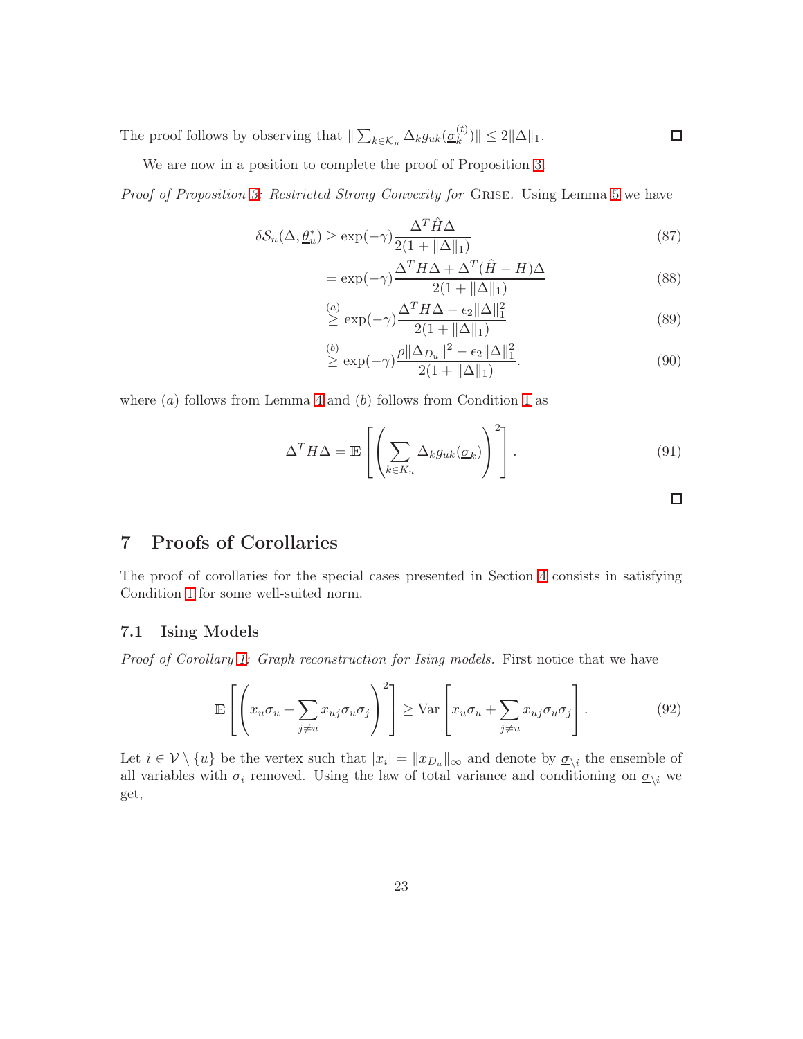The proof follows by observing that $\| \sum_{k \in \mathcal{K}_u} \Delta_k g_{uk}(\underline{\sigma}_k^{(t)}) \| \leq 2\|\Delta\|_1$. ☐

We are now in a position to complete the proof of Proposition 3.

*Proof of Proposition 3: Restricted Strong Convexity for* Grise. Using Lemma 5 we have

$$\delta \mathcal{S}_n(\Delta, \underline{\theta}_u^*) \geq \exp(-\gamma) \frac{\Delta^T \hat{H} \Delta}{2(1 + \|\Delta\|_1)} \tag{87}$$

$$= \exp(-\gamma) \frac{\Delta^T H \Delta + \Delta^T (\hat{H} - H) \Delta}{2(1 + \|\Delta\|_1)} \tag{88}$$

$$\stackrel{(a)}{\geq} \exp(-\gamma) \frac{\Delta^T H \Delta - \epsilon_2 \|\Delta\|_1^2}{2(1 + \|\Delta\|_1)} \tag{89}$$

$$\stackrel{(b)}{\geq} \exp(-\gamma) \frac{\rho \|\Delta_{D_u}\|^2 - \epsilon_2 \|\Delta\|_1^2}{2(1 + \|\Delta\|_1)}. \tag{90}$$

where $(a)$ follows from Lemma 4 and $(b)$ follows from Condition 1 as

$$\Delta^T H \Delta = \mathbb{E}\left[ \left( \sum_{k \in K_u} \Delta_k g_{uk}(\underline{\sigma}_k) \right)^2 \right]. \tag{91}$$

☐

## 7 Proofs of Corollaries

The proof of corollaries for the special cases presented in Section 4 consists in satisfying Condition 1 for some well-suited norm.

### 7.1 Ising Models

*Proof of Corollary 1: Graph reconstruction for Ising models.* First notice that we have

$$\mathbb{E}\left[ \left( x_u \sigma_u + \sum_{j \neq u} x_{uj} \sigma_u \sigma_j \right)^2 \right] \geq \operatorname{Var}\left[ x_u \sigma_u + \sum_{j \neq u} x_{uj} \sigma_u \sigma_j \right]. \tag{92}$$

Let $i \in \mathcal{V} \setminus \{u\}$ be the vertex such that $|x_i| = \|x_{D_u}\|_\infty$ and denote by $\underline{\sigma}_{\setminus i}$ the ensemble of all variables with $\sigma_i$ removed. Using the law of total variance and conditioning on $\underline{\sigma}_{\setminus i}$ we get,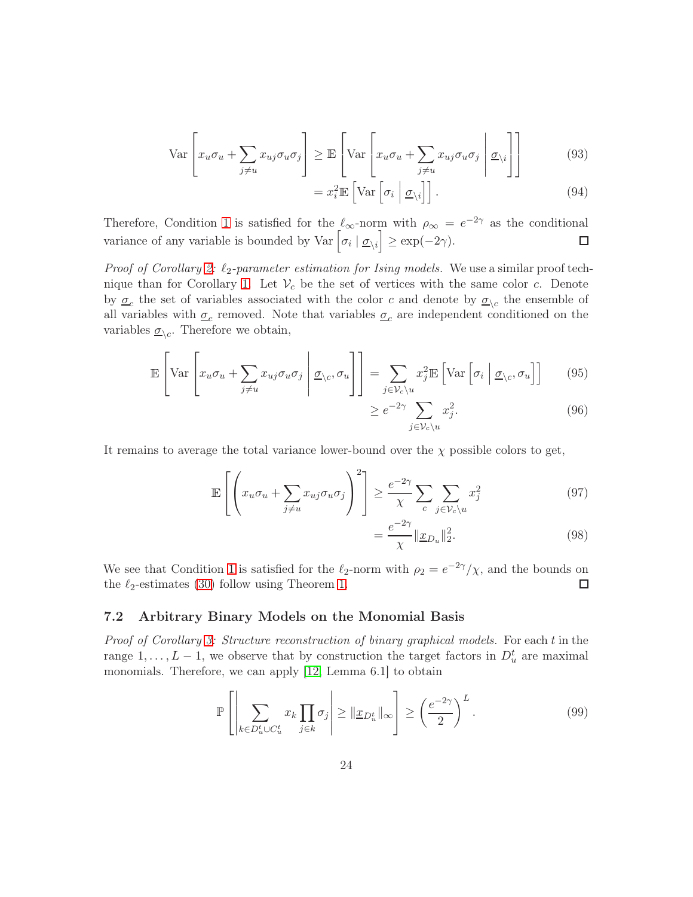$$
\begin{aligned}
\operatorname{Var}\left[x_u\sigma_u + \sum_{j\neq u} x_{uj}\sigma_u\sigma_j\right] &\geq \mathbb{E}\left[\operatorname{Var}\left[x_u\sigma_u + \sum_{j\neq u} x_{uj}\sigma_u\sigma_j \,\middle|\, \underline{\sigma}_{\setminus i}\right]\right] &(93)\\
&= x_i^2 \mathbb{E}\left[\operatorname{Var}\left[\sigma_i \,\middle|\, \underline{\sigma}_{\setminus i}\right]\right]. &(94)
\end{aligned}
$$

Therefore, Condition 1 is satisfied for the $\ell_\infty$-norm with $\rho_\infty = e^{-2\gamma}$ as the conditional variance of any variable is bounded by $\operatorname{Var}\left[\sigma_i \mid \underline{\sigma}_{\setminus i}\right] \geq \exp(-2\gamma)$. □

*Proof of Corollary 2: $\ell_2$-parameter estimation for Ising models.* We use a similar proof technique than for Corollary 1. Let $\mathcal{V}_c$ be the set of vertices with the same color $c$. Denote by $\underline{\sigma}_c$ the set of variables associated with the color $c$ and denote by $\underline{\sigma}_{\setminus c}$ the ensemble of all variables with $\underline{\sigma}_c$ removed. Note that variables $\underline{\sigma}_c$ are independent conditioned on the variables $\underline{\sigma}_{\setminus c}$. Therefore we obtain,

$$
\begin{aligned}
\mathbb{E}\left[\operatorname{Var}\left[x_u\sigma_u + \sum_{j\neq u} x_{uj}\sigma_u\sigma_j \,\middle|\, \underline{\sigma}_{\setminus c}, \sigma_u\right]\right] &= \sum_{j\in\mathcal{V}_c\setminus u} x_j^2 \mathbb{E}\left[\operatorname{Var}\left[\sigma_i \,\middle|\, \underline{\sigma}_{\setminus c}, \sigma_u\right]\right] &(95)\\
&\geq e^{-2\gamma} \sum_{j\in\mathcal{V}_c\setminus u} x_j^2. &(96)
\end{aligned}
$$

It remains to average the total variance lower-bound over the $\chi$ possible colors to get,

$$
\begin{aligned}
\mathbb{E}\left[\left(x_u\sigma_u + \sum_{j\neq u} x_{uj}\sigma_u\sigma_j\right)^2\right] &\geq \frac{e^{-2\gamma}}{\chi} \sum_{c} \sum_{j\in\mathcal{V}_c\setminus u} x_j^2 &(97)\\
&= \frac{e^{-2\gamma}}{\chi} \|\underline{x}_{D_u}\|_2^2. &(98)
\end{aligned}
$$

We see that Condition 1 is satisfied for the $\ell_2$-norm with $\rho_2 = e^{-2\gamma}/\chi$, and the bounds on the $\ell_2$-estimates (30) follow using Theorem 1. □

### 7.2 Arbitrary Binary Models on the Monomial Basis

*Proof of Corollary 3: Structure reconstruction of binary graphical models.* For each $t$ in the range $1, \ldots, L-1$, we observe that by construction the target factors in $D_u^t$ are maximal monomials. Therefore, we can apply [12, Lemma 6.1] to obtain

$$
\mathbb{P}\left[\left|\sum_{k\in D_u^t\cup C_u^t} x_k \prod_{j\in k} \sigma_j\right| \geq \|\underline{x}_{D_u^t}\|_\infty\right] \geq \left(\frac{e^{-2\gamma}}{2}\right)^L. \tag{99}
$$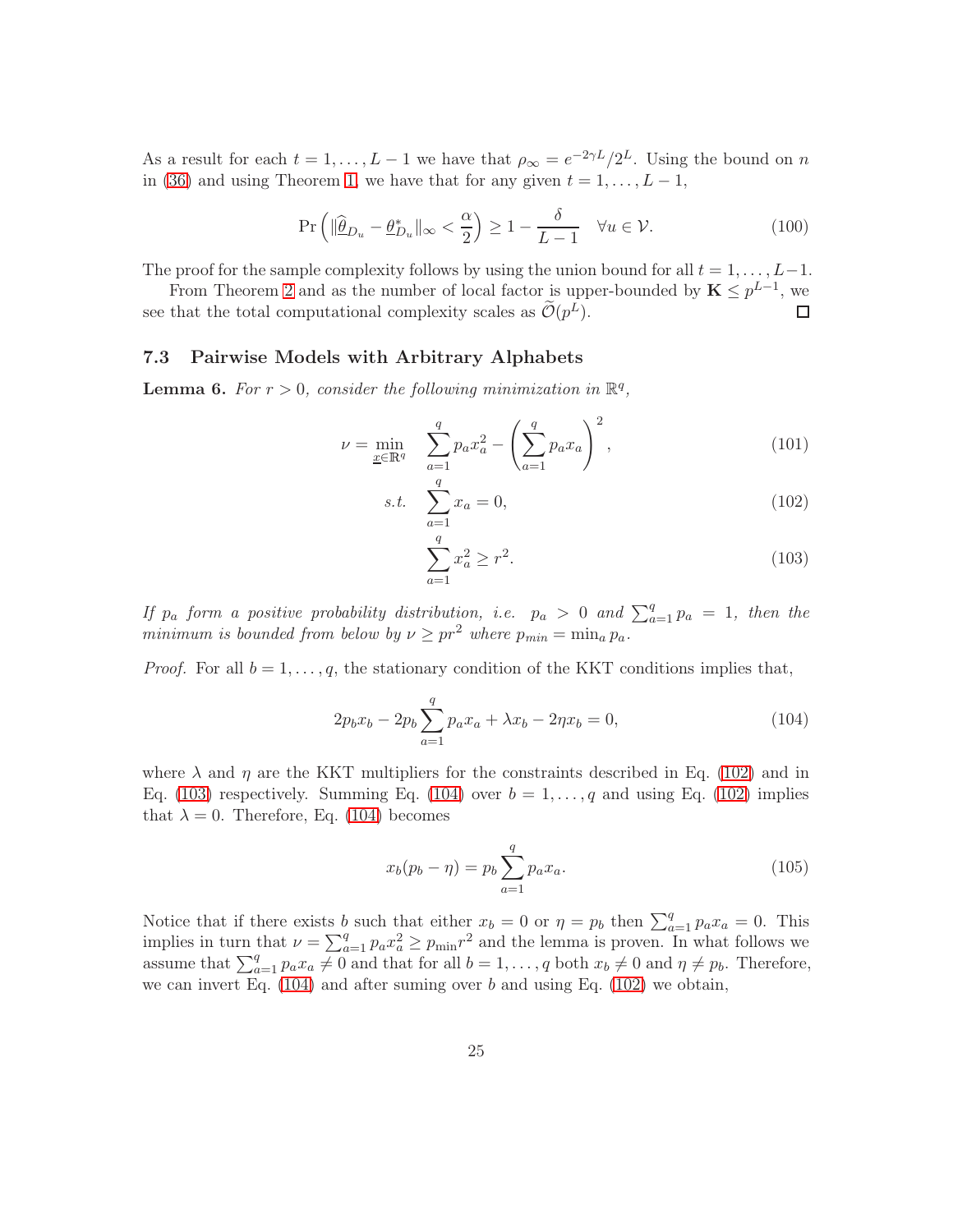As a result for each $t = 1, \ldots, L-1$ we have that $\rho_\infty = e^{-2\gamma L}/2^L$. Using the bound on $n$ in (36) and using Theorem 1, we have that for any given $t = 1, \ldots, L-1$,

$$\Pr\left(\|\widehat{\underline{\theta}}_{D_u} - \underline{\theta}^*_{D_u}\|_\infty < \frac{\alpha}{2}\right) \geq 1 - \frac{\delta}{L-1} \quad \forall u \in \mathcal{V}. \tag{100}$$

The proof for the sample complexity follows by using the union bound for all $t = 1, \ldots, L-1$.

From Theorem 2 and as the number of local factor is upper-bounded by $\mathbf{K} \leq p^{L-1}$, we see that the total computational complexity scales as $\widetilde{\mathcal{O}}(p^L)$. □

### 7.3 Pairwise Models with Arbitrary Alphabets

**Lemma 6.** *For $r > 0$, consider the following minimization in $\mathbb{R}^q$,*

$$\nu = \min_{\underline{x} \in \mathbb{R}^q} \quad \sum_{a=1}^q p_a x_a^2 - \left(\sum_{a=1}^q p_a x_a\right)^2, \tag{101}$$

$$s.t. \quad \sum_{a=1}^q x_a = 0, \tag{102}$$

$$\sum_{a=1}^q x_a^2 \geq r^2. \tag{103}$$

*If $p_a$ form a positive probability distribution, i.e. $p_a > 0$ and $\sum_{a=1}^q p_a = 1$, then the minimum is bounded from below by $\nu \geq pr^2$ where $p_{min} = \min_a p_a$.*

*Proof.* For all $b = 1, \ldots, q$, the stationary condition of the KKT conditions implies that,

$$2p_b x_b - 2p_b \sum_{a=1}^q p_a x_a + \lambda x_b - 2\eta x_b = 0, \tag{104}$$

where $\lambda$ and $\eta$ are the KKT multipliers for the constraints described in Eq. (102) and in Eq. (103) respectively. Summing Eq. (104) over $b = 1, \ldots, q$ and using Eq. (102) implies that $\lambda = 0$. Therefore, Eq. (104) becomes

$$x_b(p_b - \eta) = p_b \sum_{a=1}^q p_a x_a. \tag{105}$$

Notice that if there exists $b$ such that either $x_b = 0$ or $\eta = p_b$ then $\sum_{a=1}^q p_a x_a = 0$. This implies in turn that $\nu = \sum_{a=1}^q p_a x_a^2 \geq p_{\min} r^2$ and the lemma is proven. In what follows we assume that $\sum_{a=1}^q p_a x_a \neq 0$ and that for all $b = 1, \ldots, q$ both $x_b \neq 0$ and $\eta \neq p_b$. Therefore, we can invert Eq. (104) and after suming over $b$ and using Eq. (102) we obtain,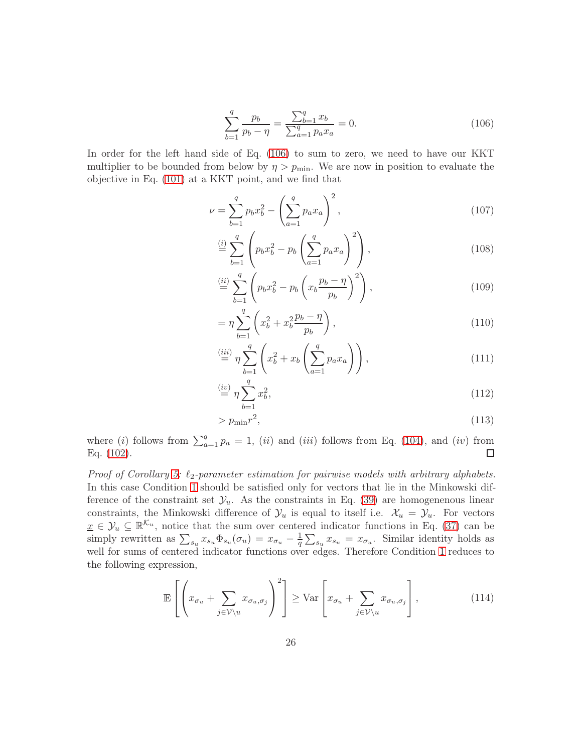$$\sum_{b=1}^{q} \frac{p_b}{p_b - \eta} = \frac{\sum_{b=1}^{q} x_b}{\sum_{a=1}^{q} p_a x_a} = 0. \tag{106}$$

In order for the left hand side of Eq. (106) to sum to zero, we need to have our KKT multiplier to be bounded from below by $\eta > p_{\min}$. We are now in position to evaluate the objective in Eq. (101) at a KKT point, and we find that

$$\nu = \sum_{b=1}^{q} p_b x_b^2 - \left(\sum_{a=1}^{q} p_a x_a\right)^2, \tag{107}$$

$$\overset{(i)}{=} \sum_{b=1}^{q} \left(p_b x_b^2 - p_b \left(\sum_{a=1}^{q} p_a x_a\right)^2\right), \tag{108}$$

$$\overset{(ii)}{=} \sum_{b=1}^{q} \left(p_b x_b^2 - p_b \left(x_b \frac{p_b - \eta}{p_b}\right)^2\right), \tag{109}$$

$$= \eta \sum_{b=1}^{q} \left(x_b^2 + x_b^2 \frac{p_b - \eta}{p_b}\right), \tag{110}$$

$$\overset{(iii)}{=} \eta \sum_{b=1}^{q} \left(x_b^2 + x_b \left(\sum_{a=1}^{q} p_a x_a\right)\right), \tag{111}$$

$$\overset{(iv)}{=} \eta \sum_{b=1}^{q} x_b^2, \tag{112}$$

$$> p_{\min} r^2, \tag{113}$$

where $(i)$ follows from $\sum_{a=1}^{q} p_a = 1$, $(ii)$ and $(iii)$ follows from Eq. (104), and $(iv)$ from Eq. (102). □

*Proof of Corollary 5: $\ell_2$-parameter estimation for pairwise models with arbitrary alphabets.* In this case Condition 1 should be satisfied only for vectors that lie in the Minkowski difference of the constraint set $\mathcal{Y}_u$. As the constraints in Eq. (39) are homogenenous linear constraints, the Minkowski difference of $\mathcal{Y}_u$ is equal to itself i.e. $\mathcal{X}_u = \mathcal{Y}_u$. For vectors $\underline{x} \in \mathcal{Y}_u \subseteq \mathbb{R}^{\mathcal{K}_u}$, notice that the sum over centered indicator functions in Eq. (37) can be simply rewritten as $\sum_{s_u} x_{s_u} \Phi_{s_u}(\sigma_u) = x_{\sigma_u} - \frac{1}{q}\sum_{s_u} x_{s_u} = x_{\sigma_u}$. Similar identity holds as well for sums of centered indicator functions over edges. Therefore Condition 1 reduces to the following expression,

$$\mathbb{E}\left[\left(x_{\sigma_u} + \sum_{j \in \mathcal{V}\setminus u} x_{\sigma_u,\sigma_j}\right)^2\right] \geq \mathrm{Var}\left[x_{\sigma_u} + \sum_{j \in \mathcal{V}\setminus u} x_{\sigma_u,\sigma_j}\right], \tag{114}$$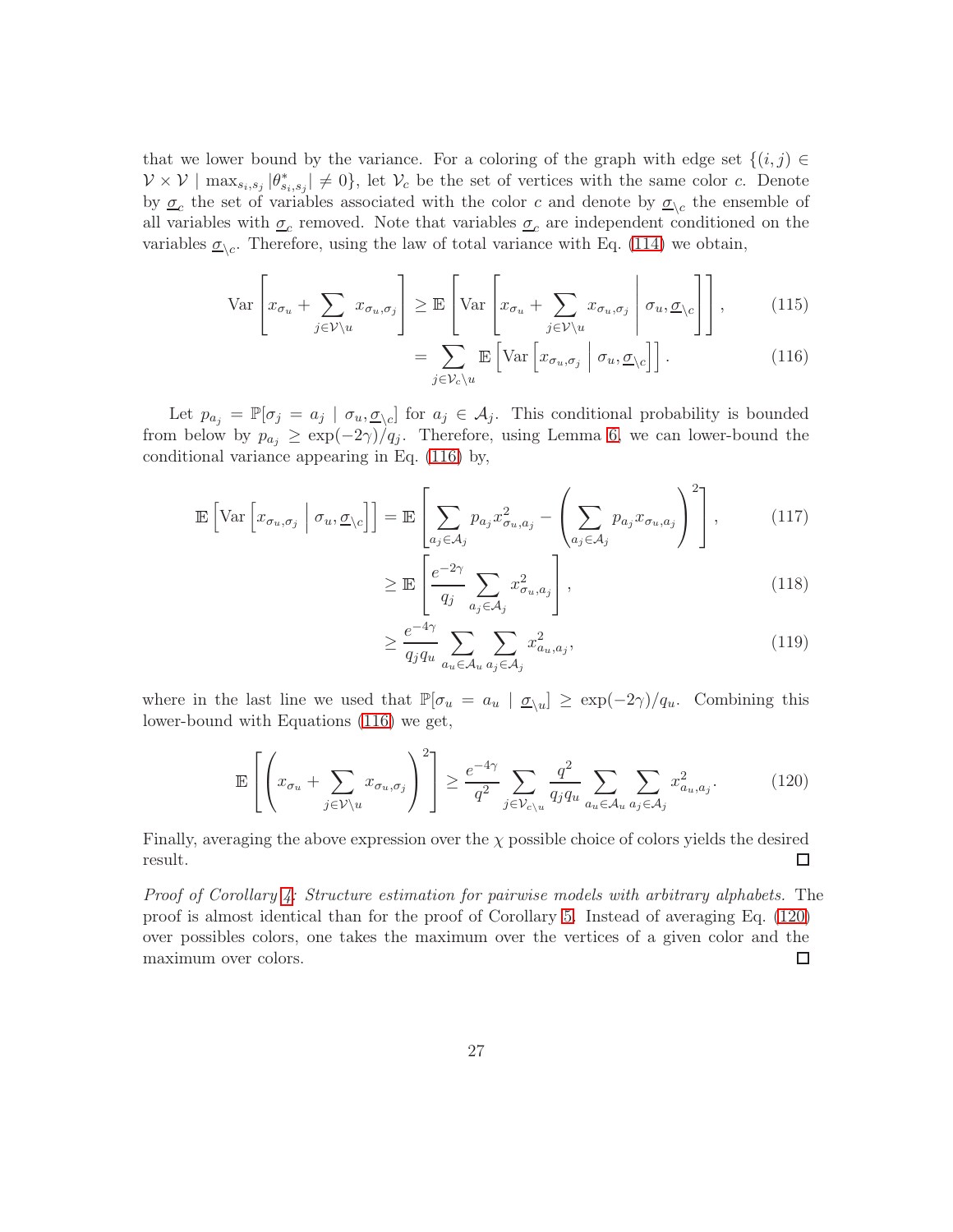that we lower bound by the variance. For a coloring of the graph with edge set $\{(i,j) \in \mathcal{V} \times \mathcal{V} \mid \max_{s_i,s_j} |\theta^*_{s_i,s_j}| \neq 0\}$, let $\mathcal{V}_c$ be the set of vertices with the same color $c$. Denote by $\underline{\sigma}_c$ the set of variables associated with the color $c$ and denote by $\underline{\sigma}_{\setminus c}$ the ensemble of all variables with $\underline{\sigma}_c$ removed. Note that variables $\underline{\sigma}_c$ are independent conditioned on the variables $\underline{\sigma}_{\setminus c}$. Therefore, using the law of total variance with Eq. (114) we obtain,

$$\operatorname{Var}\left[x_{\sigma_u} + \sum_{j \in \mathcal{V} \setminus u} x_{\sigma_u,\sigma_j}\right] \geq \mathbb{E}\left[\operatorname{Var}\left[x_{\sigma_u} + \sum_{j \in \mathcal{V} \setminus u} x_{\sigma_u,\sigma_j} \,\middle|\, \sigma_u, \underline{\sigma}_{\setminus c}\right]\right], \tag{115}$$

$$= \sum_{j \in \mathcal{V}_c \setminus u} \mathbb{E}\left[\operatorname{Var}\left[x_{\sigma_u,\sigma_j} \,\middle|\, \sigma_u, \underline{\sigma}_{\setminus c}\right]\right]. \tag{116}$$

Let $p_{a_j} = \mathbb{P}[\sigma_j = a_j \mid \sigma_u, \underline{\sigma}_{\setminus c}]$ for $a_j \in \mathcal{A}_j$. This conditional probability is bounded from below by $p_{a_j} \geq \exp(-2\gamma)/q_j$. Therefore, using Lemma 6, we can lower-bound the conditional variance appearing in Eq. (116) by,

$$\mathbb{E}\left[\operatorname{Var}\left[x_{\sigma_u,\sigma_j} \,\middle|\, \sigma_u, \underline{\sigma}_{\setminus c}\right]\right] = \mathbb{E}\left[\sum_{a_j \in \mathcal{A}_j} p_{a_j} x^2_{\sigma_u,a_j} - \left(\sum_{a_j \in \mathcal{A}_j} p_{a_j} x_{\sigma_u,a_j}\right)^2\right], \tag{117}$$

$$\geq \mathbb{E}\left[\frac{e^{-2\gamma}}{q_j} \sum_{a_j \in \mathcal{A}_j} x^2_{\sigma_u,a_j}\right], \tag{118}$$

$$\geq \frac{e^{-4\gamma}}{q_j q_u} \sum_{a_u \in \mathcal{A}_u} \sum_{a_j \in \mathcal{A}_j} x^2_{a_u,a_j}, \tag{119}$$

where in the last line we used that $\mathbb{P}[\sigma_u = a_u \mid \underline{\sigma}_{\setminus u}] \geq \exp(-2\gamma)/q_u$. Combining this lower-bound with Equations (116) we get,

$$\mathbb{E}\left[\left(x_{\sigma_u} + \sum_{j \in \mathcal{V} \setminus u} x_{\sigma_u,\sigma_j}\right)^2\right] \geq \frac{e^{-4\gamma}}{q^2} \sum_{j \in \mathcal{V}_{c \setminus u}} \frac{q^2}{q_j q_u} \sum_{a_u \in \mathcal{A}_u} \sum_{a_j \in \mathcal{A}_j} x^2_{a_u,a_j}. \tag{120}$$

Finally, averaging the above expression over the $\chi$ possible choice of colors yields the desired result. □

*Proof of Corollary 4: Structure estimation for pairwise models with arbitrary alphabets.* The proof is almost identical than for the proof of Corollary 5. Instead of averaging Eq. (120) over possibles colors, one takes the maximum over the vertices of a given color and the maximum over colors. □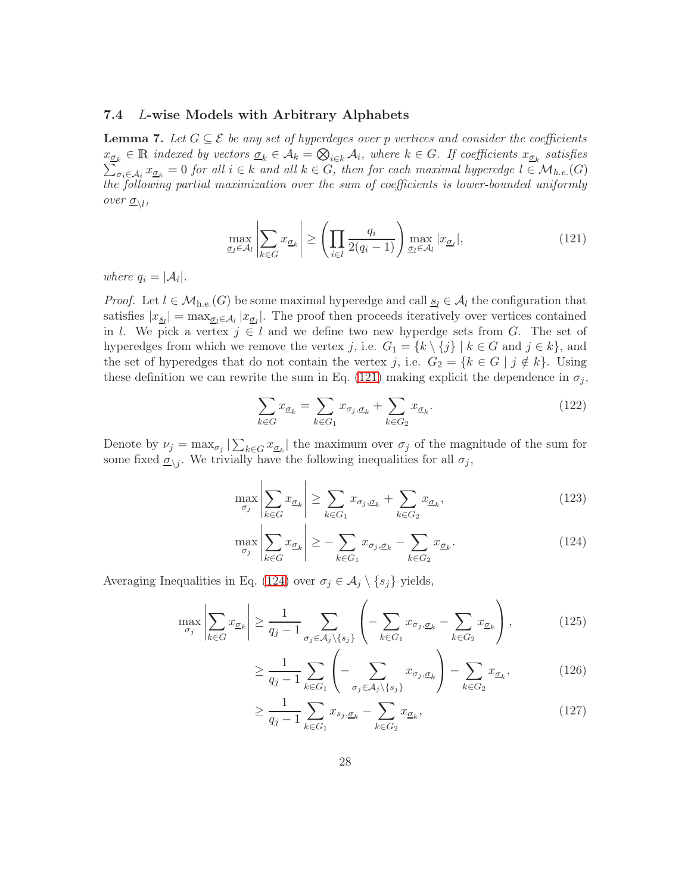### 7.4 $L$-wise Models with Arbitrary Alphabets

**Lemma 7.** *Let $G \subseteq \mathcal{E}$ be any set of hyperdeges over $p$ vertices and consider the coefficients $x_{\underline{\sigma}_k} \in \mathbb{R}$ indexed by vectors $\underline{\sigma}_k \in \mathcal{A}_k = \bigotimes_{i \in k} \mathcal{A}_i$, where $k \in G$. If coefficients $x_{\underline{\sigma}_k}$ satisfies $\sum_{\sigma_i \in \mathcal{A}_i} x_{\underline{\sigma}_k} = 0$ for all $i \in k$ and all $k \in G$, then for each maximal hyperedge $l \in \mathcal{M}_{h.e.}(G)$ the following partial maximization over the sum of coefficients is lower-bounded uniformly over $\underline{\sigma}_{\setminus l}$,*

$$\max_{\underline{\sigma}_l \in \mathcal{A}_l} \left| \sum_{k \in G} x_{\underline{\sigma}_k} \right| \geq \left( \prod_{i \in l} \frac{q_i}{2(q_i - 1)} \right) \max_{\underline{\sigma}_l \in \mathcal{A}_l} |x_{\underline{\sigma}_l}|, \tag{121}$$

*where $q_i = |\mathcal{A}_i|$.*

*Proof.* Let $l \in \mathcal{M}_{\text{h.e.}}(G)$ be some maximal hyperedge and call $\underline{s}_l \in \mathcal{A}_l$ the configuration that satisfies $|x_{\underline{s}_l}| = \max_{\underline{\sigma}_l \in \mathcal{A}_l} |x_{\underline{\sigma}_l}|$. The proof then proceeds iteratively over vertices contained in $l$. We pick a vertex $j \in l$ and we define two new hyperdge sets from $G$. The set of hyperedges from which we remove the vertex $j$, i.e. $G_1 = \{k \setminus \{j\} \mid k \in G \text{ and } j \in k\}$, and the set of hyperedges that do not contain the vertex $j$, i.e. $G_2 = \{k \in G \mid j \notin k\}$. Using these definition we can rewrite the sum in Eq. (121) making explicit the dependence in $\sigma_j$,

$$\sum_{k \in G} x_{\underline{\sigma}_k} = \sum_{k \in G_1} x_{\sigma_j, \underline{\sigma}_k} + \sum_{k \in G_2} x_{\underline{\sigma}_k}. \tag{122}$$

Denote by $\nu_j = \max_{\sigma_j} |\sum_{k \in G} x_{\underline{\sigma}_k}|$ the maximum over $\sigma_j$ of the magnitude of the sum for some fixed $\underline{\sigma}_{\setminus j}$. We trivially have the following inequalities for all $\sigma_j$,

$$\max_{\sigma_j} \left| \sum_{k \in G} x_{\underline{\sigma}_k} \right| \geq \sum_{k \in G_1} x_{\sigma_j, \underline{\sigma}_k} + \sum_{k \in G_2} x_{\underline{\sigma}_k}, \tag{123}$$

$$\max_{\sigma_j} \left| \sum_{k \in G} x_{\underline{\sigma}_k} \right| \geq - \sum_{k \in G_1} x_{\sigma_j, \underline{\sigma}_k} - \sum_{k \in G_2} x_{\underline{\sigma}_k}. \tag{124}$$

Averaging Inequalities in Eq. (124) over $\sigma_j \in \mathcal{A}_j \setminus \{s_j\}$ yields,

$$\max_{\sigma_j} \left| \sum_{k \in G} x_{\underline{\sigma}_k} \right| \geq \frac{1}{q_j - 1} \sum_{\sigma_j \in \mathcal{A}_j \setminus \{s_j\}} \left( - \sum_{k \in G_1} x_{\sigma_j, \underline{\sigma}_k} - \sum_{k \in G_2} x_{\underline{\sigma}_k} \right), \tag{125}$$

$$\geq \frac{1}{q_j - 1} \sum_{k \in G_1} \left( - \sum_{\sigma_j \in \mathcal{A}_j \setminus \{s_j\}} x_{\sigma_j, \underline{\sigma}_k} \right) - \sum_{k \in G_2} x_{\underline{\sigma}_k}, \tag{126}$$

$$\geq \frac{1}{q_j - 1} \sum_{k \in G_1} x_{s_j, \underline{\sigma}_k} - \sum_{k \in G_2} x_{\underline{\sigma}_k}, \tag{127}$$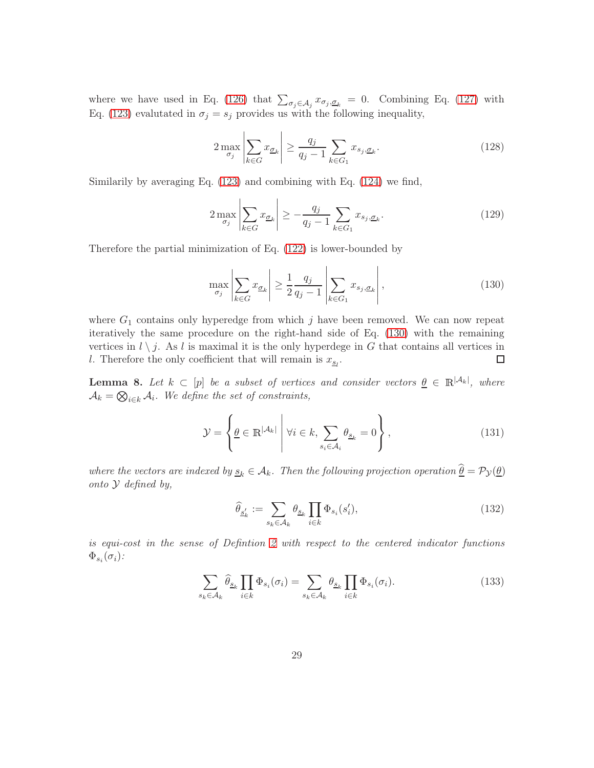where we have used in Eq. (126) that $\sum_{\sigma_j \in \mathcal{A}_j} x_{\sigma_j, \underline{\sigma}_k} = 0$. Combining Eq. (127) with Eq. (123) evalutated in $\sigma_j = s_j$ provides us with the following inequality,

$$
2 \max_{\sigma_j} \left| \sum_{k \in G} x_{\underline{\sigma}_k} \right| \geq \frac{q_j}{q_j - 1} \sum_{k \in G_1} x_{s_j, \underline{\sigma}_k}. \tag{128}
$$

Similarily by averaging Eq. (123) and combining with Eq. (124) we find,

$$
2 \max_{\sigma_j} \left| \sum_{k \in G} x_{\underline{\sigma}_k} \right| \geq - \frac{q_j}{q_j - 1} \sum_{k \in G_1} x_{s_j, \underline{\sigma}_k}. \tag{129}
$$

Therefore the partial minimization of Eq. (122) is lower-bounded by

$$
\max_{\sigma_j} \left| \sum_{k \in G} x_{\underline{\sigma}_k} \right| \geq \frac{1}{2} \frac{q_j}{q_j - 1} \left| \sum_{k \in G_1} x_{s_j, \underline{\sigma}_k} \right|, \tag{130}
$$

where $G_1$ contains only hyperedge from which $j$ have been removed. We can now repeat iteratively the same procedure on the right-hand side of Eq. (130) with the remaining vertices in $l \setminus j$. As $l$ is maximal it is the only hyperdege in $G$ that contains all vertices in $l$. Therefore the only coefficient that will remain is $x_{\underline{s}_l}$. □

**Lemma 8.** *Let $k \subset [p]$ be a subset of vertices and consider vectors $\underline{\theta} \in \mathbb{R}^{|\mathcal{A}_k|}$, where $\mathcal{A}_k = \bigotimes_{i \in k} \mathcal{A}_i$. We define the set of constraints,*

$$
\mathcal{Y} = \left\{ \underline{\theta} \in \mathbb{R}^{|\mathcal{A}_k|} \;\middle|\; \forall i \in k, \sum_{s_i \in \mathcal{A}_i} \theta_{\underline{s}_k} = 0 \right\}, \tag{131}
$$

*where the vectors are indexed by $\underline{s}_k \in \mathcal{A}_k$. Then the following projection operation $\widehat{\underline{\theta}} = \mathcal{P}_{\mathcal{Y}}(\underline{\theta})$ onto $\mathcal{Y}$ defined by,*

$$
\widehat{\theta}_{\underline{s}'_k} := \sum_{s_k \in \mathcal{A}_k} \theta_{\underline{s}_k} \prod_{i \in k} \Phi_{s_i}(s'_i), \tag{132}
$$

*is equi-cost in the sense of Defintion 2 with respect to the centered indicator functions $\Phi_{s_i}(\sigma_i)$:*

$$
\sum_{s_k \in \mathcal{A}_k} \widehat{\theta}_{\underline{s}_k} \prod_{i \in k} \Phi_{s_i}(\sigma_i) = \sum_{s_k \in \mathcal{A}_k} \theta_{\underline{s}_k} \prod_{i \in k} \Phi_{s_i}(\sigma_i). \tag{133}
$$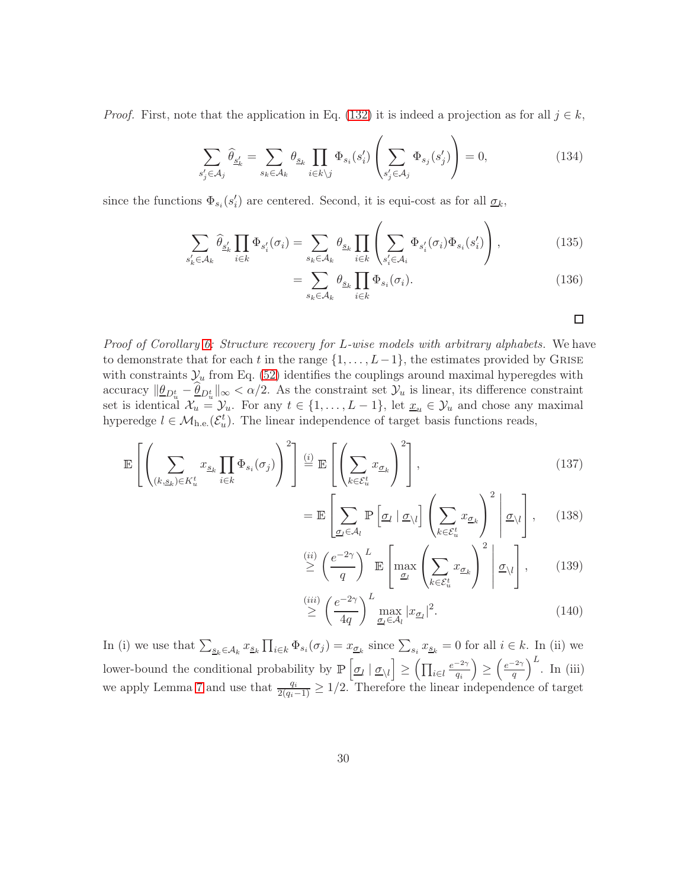*Proof.* First, note that the application in Eq. (132) it is indeed a projection as for all $j \in k$,

$$\sum_{s'_j \in \mathcal{A}_j} \widehat{\theta}_{\underline{s}'_k} = \sum_{s_k \in \mathcal{A}_k} \theta_{\underline{s}_k} \prod_{i \in k \setminus j} \Phi_{s_i}(s'_i) \left( \sum_{s'_j \in \mathcal{A}_j} \Phi_{s_j}(s'_j) \right) = 0, \tag{134}$$

since the functions $\Phi_{s_i}(s'_i)$ are centered. Second, it is equi-cost as for all $\underline{\sigma}_k$,

$$\sum_{s'_k \in \mathcal{A}_k} \widehat{\theta}_{\underline{s}'_k} \prod_{i \in k} \Phi_{s'_i}(\sigma_i) = \sum_{s_k \in \mathcal{A}_k} \theta_{\underline{s}_k} \prod_{i \in k} \left( \sum_{s'_i \in \mathcal{A}_i} \Phi_{s'_i}(\sigma_i) \Phi_{s_i}(s'_i) \right), \tag{135}$$

$$= \sum_{s_k \in \mathcal{A}_k} \theta_{\underline{s}_k} \prod_{i \in k} \Phi_{s_i}(\sigma_i). \tag{136}$$

$\square$

*Proof of Corollary 6: Structure recovery for L-wise models with arbitrary alphabets.* We have to demonstrate that for each $t$ in the range $\{1, \ldots, L-1\}$, the estimates provided by GRISE with constraints $\mathcal{Y}_u$ from Eq. (52) identifies the couplings around maximal hyperegdes with accuracy $\|\underline{\theta}_{D^t_u} - \widehat{\underline{\theta}}_{D^t_u}\|_\infty < \alpha/2$. As the constraint set $\mathcal{Y}_u$ is linear, its difference constraint set is identical $\mathcal{X}_u = \mathcal{Y}_u$. For any $t \in \{1, \ldots, L-1\}$, let $\underline{x}_u \in \mathcal{Y}_u$ and chose any maximal hyperedge $l \in \mathcal{M}_{\text{h.e.}}(\mathcal{E}^t_u)$. The linear independence of target basis functions reads,

$$\mathbb{E}\left[\left(\sum_{(k,\underline{s}_k) \in K^t_u} x_{\underline{s}_k} \prod_{i \in k} \Phi_{s_i}(\sigma_j)\right)^2\right] \overset{(i)}{=} \mathbb{E}\left[\left(\sum_{k \in \mathcal{E}^t_u} x_{\underline{\sigma}_k}\right)^2\right], \tag{137}$$

$$= \mathbb{E}\left[\sum_{\underline{\sigma}_l \in \mathcal{A}_l} \mathbb{P}\left[\underline{\sigma}_l \mid \underline{\sigma}_{\setminus l}\right] \left(\sum_{k \in \mathcal{E}^t_u} x_{\underline{\sigma}_k}\right)^2 \middle| \underline{\sigma}_{\setminus l}\right], \tag{138}$$

$$\overset{(ii)}{\geq} \left(\frac{e^{-2\gamma}}{q}\right)^L \mathbb{E}\left[\max_{\underline{\sigma}_l} \left(\sum_{k \in \mathcal{E}^t_u} x_{\underline{\sigma}_k}\right)^2 \middle| \underline{\sigma}_{\setminus l}\right], \tag{139}$$

$$\overset{(iii)}{\geq} \left(\frac{e^{-2\gamma}}{4q}\right)^L \max_{\underline{\sigma}_l \in \mathcal{A}_l} |x_{\underline{\sigma}_l}|^2. \tag{140}$$

In (i) we use that $\sum_{\underline{s}_k \in \mathcal{A}_k} x_{\underline{s}_k} \prod_{i \in k} \Phi_{s_i}(\sigma_j) = x_{\underline{\sigma}_k}$ since $\sum_{s_i} x_{\underline{s}_k} = 0$ for all $i \in k$. In (ii) we lower-bound the conditional probability by $\mathbb{P}\left[\underline{\sigma}_l \mid \underline{\sigma}_{\setminus l}\right] \geq \left(\prod_{i \in l} \frac{e^{-2\gamma}}{q_i}\right) \geq \left(\frac{e^{-2\gamma}}{q}\right)^L$. In (iii) we apply Lemma 7 and use that $\frac{q_i}{2(q_i - 1)} \geq 1/2$. Therefore the linear independence of target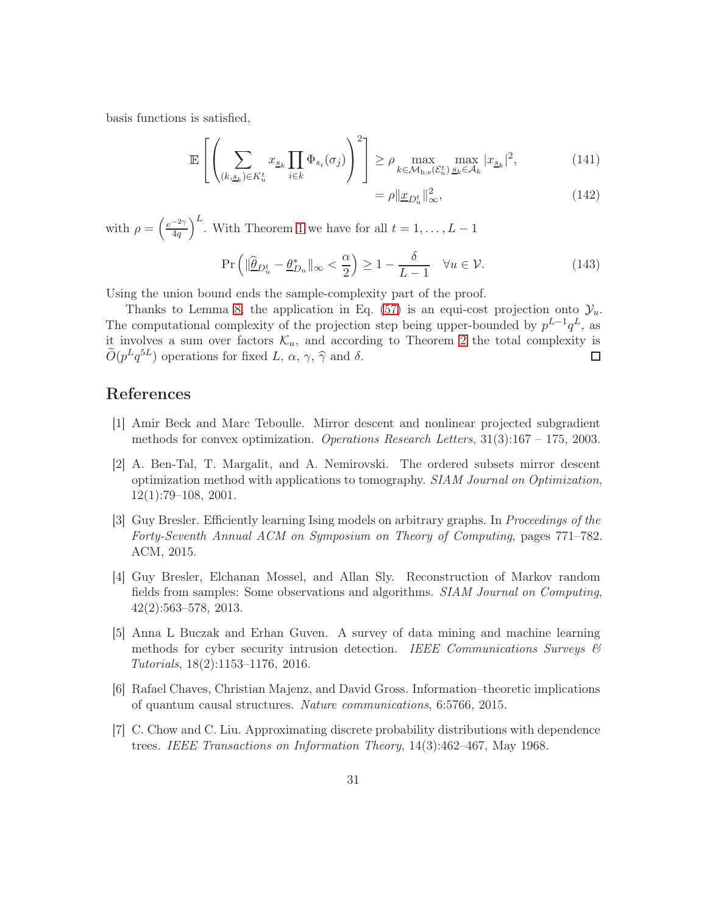basis functions is satisfied,

$$\mathbb{E}\left[\left(\sum_{(k,\underline{s}_k)\in K_u^t} x_{\underline{s}_k} \prod_{i\in k} \Phi_{s_i}(\sigma_j)\right)^2\right] \geq \rho \max_{k\in\mathcal{M}_{\mathrm{h.e}}(\mathcal{E}_u^t)} \max_{\underline{s}_k\in\mathcal{A}_k} |x_{\underline{s}_k}|^2, \tag{141}$$

$$= \rho \|\underline{x}_{D_u^t}\|_\infty^2, \tag{142}$$

with $\rho = \left(\frac{e^{-2\gamma}}{4q}\right)^L$. With Theorem 1 we have for all $t = 1, \ldots, L-1$

$$\Pr\left(\|\widehat{\underline{\theta}}_{D_u^t} - \underline{\theta}^*_{D_u}\|_\infty < \frac{\alpha}{2}\right) \geq 1 - \frac{\delta}{L-1} \quad \forall u \in \mathcal{V}. \tag{143}$$

Using the union bound ends the sample-complexity part of the proof.

Thanks to Lemma 8, the application in Eq. (57) is an equi-cost projection onto $\mathcal{Y}_u$. The computational complexity of the projection step being upper-bounded by $p^{L-1}q^L$, as it involves a sum over factors $\mathcal{K}_u$, and according to Theorem 2 the total complexity is $\widetilde{O}(p^L q^{5L})$ operations for fixed $L$, $\alpha$, $\gamma$, $\widehat{\gamma}$ and $\delta$. □

# References

[1] Amir Beck and Marc Teboulle. Mirror descent and nonlinear projected subgradient methods for convex optimization. *Operations Research Letters*, 31(3):167 – 175, 2003.

[2] A. Ben-Tal, T. Margalit, and A. Nemirovski. The ordered subsets mirror descent optimization method with applications to tomography. *SIAM Journal on Optimization*, 12(1):79–108, 2001.

[3] Guy Bresler. Efficiently learning Ising models on arbitrary graphs. In *Proceedings of the Forty-Seventh Annual ACM on Symposium on Theory of Computing*, pages 771–782. ACM, 2015.

[4] Guy Bresler, Elchanan Mossel, and Allan Sly. Reconstruction of Markov random fields from samples: Some observations and algorithms. *SIAM Journal on Computing*, 42(2):563–578, 2013.

[5] Anna L Buczak and Erhan Guven. A survey of data mining and machine learning methods for cyber security intrusion detection. *IEEE Communications Surveys & Tutorials*, 18(2):1153–1176, 2016.

[6] Rafael Chaves, Christian Majenz, and David Gross. Information–theoretic implications of quantum causal structures. *Nature communications*, 6:5766, 2015.

[7] C. Chow and C. Liu. Approximating discrete probability distributions with dependence trees. *IEEE Transactions on Information Theory*, 14(3):462–467, May 1968.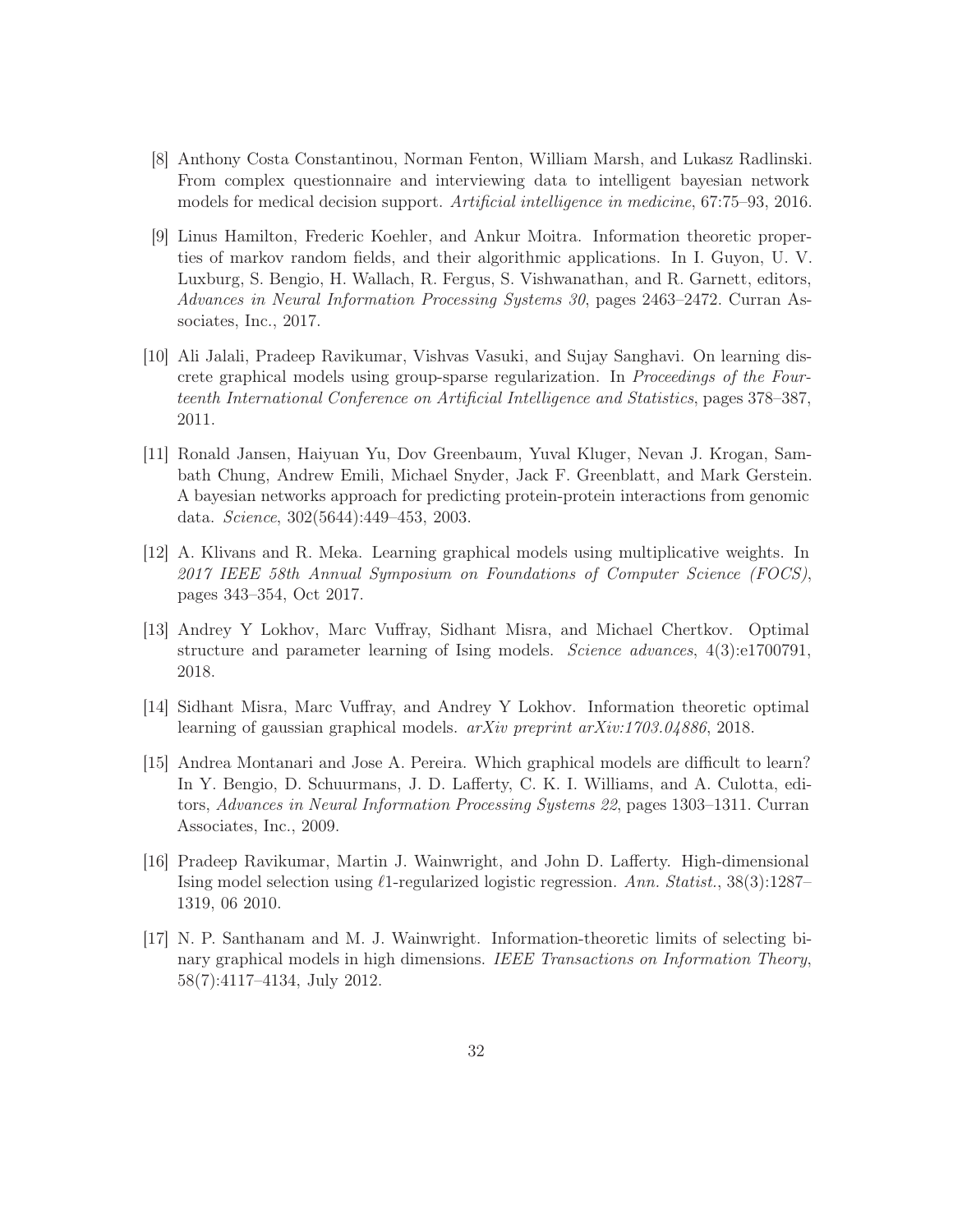[8] Anthony Costa Constantinou, Norman Fenton, William Marsh, and Lukasz Radlinski. From complex questionnaire and interviewing data to intelligent bayesian network models for medical decision support. *Artificial intelligence in medicine*, 67:75–93, 2016.

[9] Linus Hamilton, Frederic Koehler, and Ankur Moitra. Information theoretic properties of markov random fields, and their algorithmic applications. In I. Guyon, U. V. Luxburg, S. Bengio, H. Wallach, R. Fergus, S. Vishwanathan, and R. Garnett, editors, *Advances in Neural Information Processing Systems 30*, pages 2463–2472. Curran Associates, Inc., 2017.

[10] Ali Jalali, Pradeep Ravikumar, Vishvas Vasuki, and Sujay Sanghavi. On learning discrete graphical models using group-sparse regularization. In *Proceedings of the Fourteenth International Conference on Artificial Intelligence and Statistics*, pages 378–387, 2011.

[11] Ronald Jansen, Haiyuan Yu, Dov Greenbaum, Yuval Kluger, Nevan J. Krogan, Sambath Chung, Andrew Emili, Michael Snyder, Jack F. Greenblatt, and Mark Gerstein. A bayesian networks approach for predicting protein-protein interactions from genomic data. *Science*, 302(5644):449–453, 2003.

[12] A. Klivans and R. Meka. Learning graphical models using multiplicative weights. In *2017 IEEE 58th Annual Symposium on Foundations of Computer Science (FOCS)*, pages 343–354, Oct 2017.

[13] Andrey Y Lokhov, Marc Vuffray, Sidhant Misra, and Michael Chertkov. Optimal structure and parameter learning of Ising models. *Science advances*, 4(3):e1700791, 2018.

[14] Sidhant Misra, Marc Vuffray, and Andrey Y Lokhov. Information theoretic optimal learning of gaussian graphical models. *arXiv preprint arXiv:1703.04886*, 2018.

[15] Andrea Montanari and Jose A. Pereira. Which graphical models are difficult to learn? In Y. Bengio, D. Schuurmans, J. D. Lafferty, C. K. I. Williams, and A. Culotta, editors, *Advances in Neural Information Processing Systems 22*, pages 1303–1311. Curran Associates, Inc., 2009.

[16] Pradeep Ravikumar, Martin J. Wainwright, and John D. Lafferty. High-dimensional Ising model selection using $\ell$1-regularized logistic regression. *Ann. Statist.*, 38(3):1287–1319, 06 2010.

[17] N. P. Santhanam and M. J. Wainwright. Information-theoretic limits of selecting binary graphical models in high dimensions. *IEEE Transactions on Information Theory*, 58(7):4117–4134, July 2012.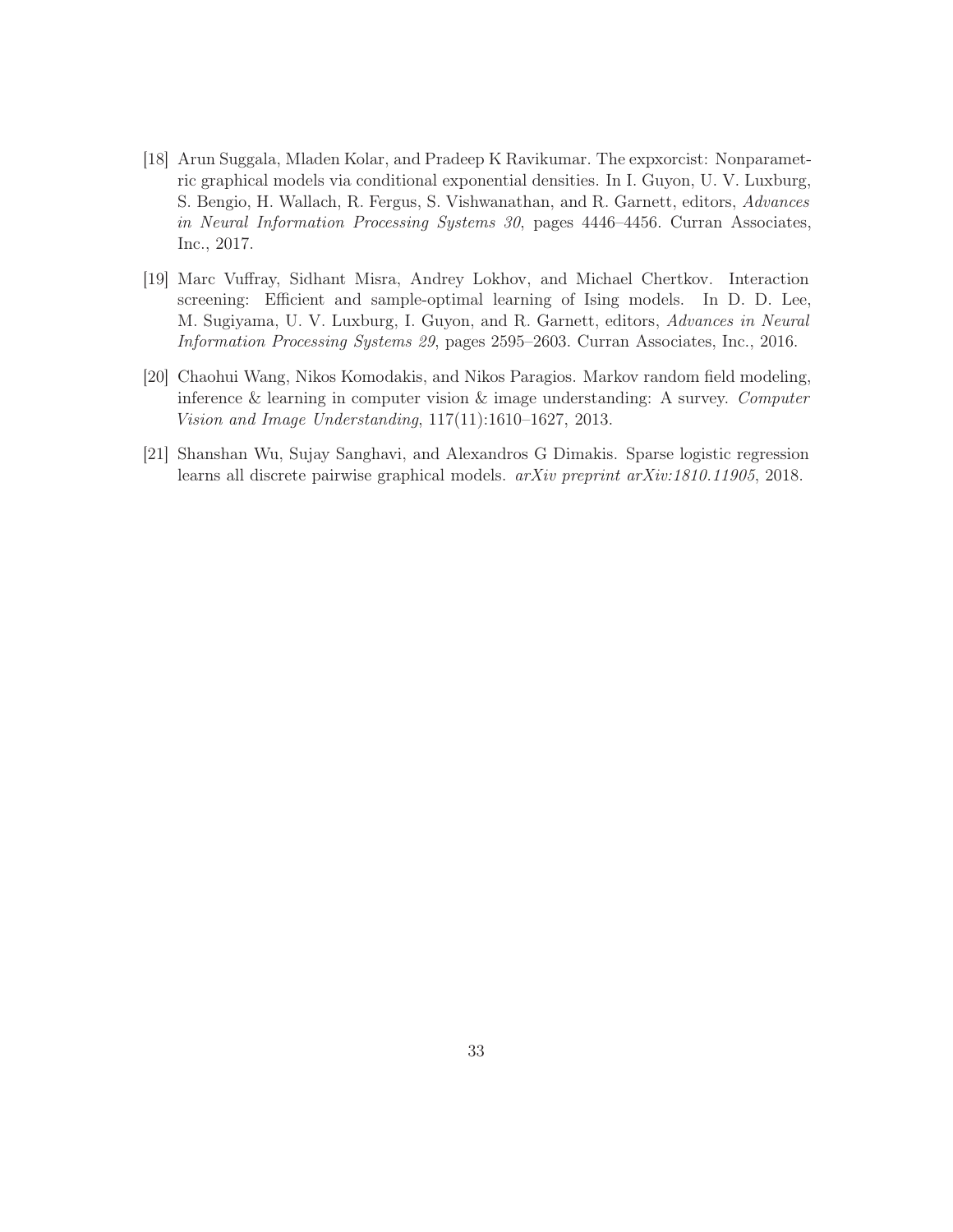[18] Arun Suggala, Mladen Kolar, and Pradeep K Ravikumar. The expxorcist: Nonparametric graphical models via conditional exponential densities. In I. Guyon, U. V. Luxburg, S. Bengio, H. Wallach, R. Fergus, S. Vishwanathan, and R. Garnett, editors, *Advances in Neural Information Processing Systems 30*, pages 4446–4456. Curran Associates, Inc., 2017.

[19] Marc Vuffray, Sidhant Misra, Andrey Lokhov, and Michael Chertkov. Interaction screening: Efficient and sample-optimal learning of Ising models. In D. D. Lee, M. Sugiyama, U. V. Luxburg, I. Guyon, and R. Garnett, editors, *Advances in Neural Information Processing Systems 29*, pages 2595–2603. Curran Associates, Inc., 2016.

[20] Chaohui Wang, Nikos Komodakis, and Nikos Paragios. Markov random field modeling, inference & learning in computer vision & image understanding: A survey. *Computer Vision and Image Understanding*, 117(11):1610–1627, 2013.

[21] Shanshan Wu, Sujay Sanghavi, and Alexandros G Dimakis. Sparse logistic regression learns all discrete pairwise graphical models. *arXiv preprint arXiv:1810.11905*, 2018.